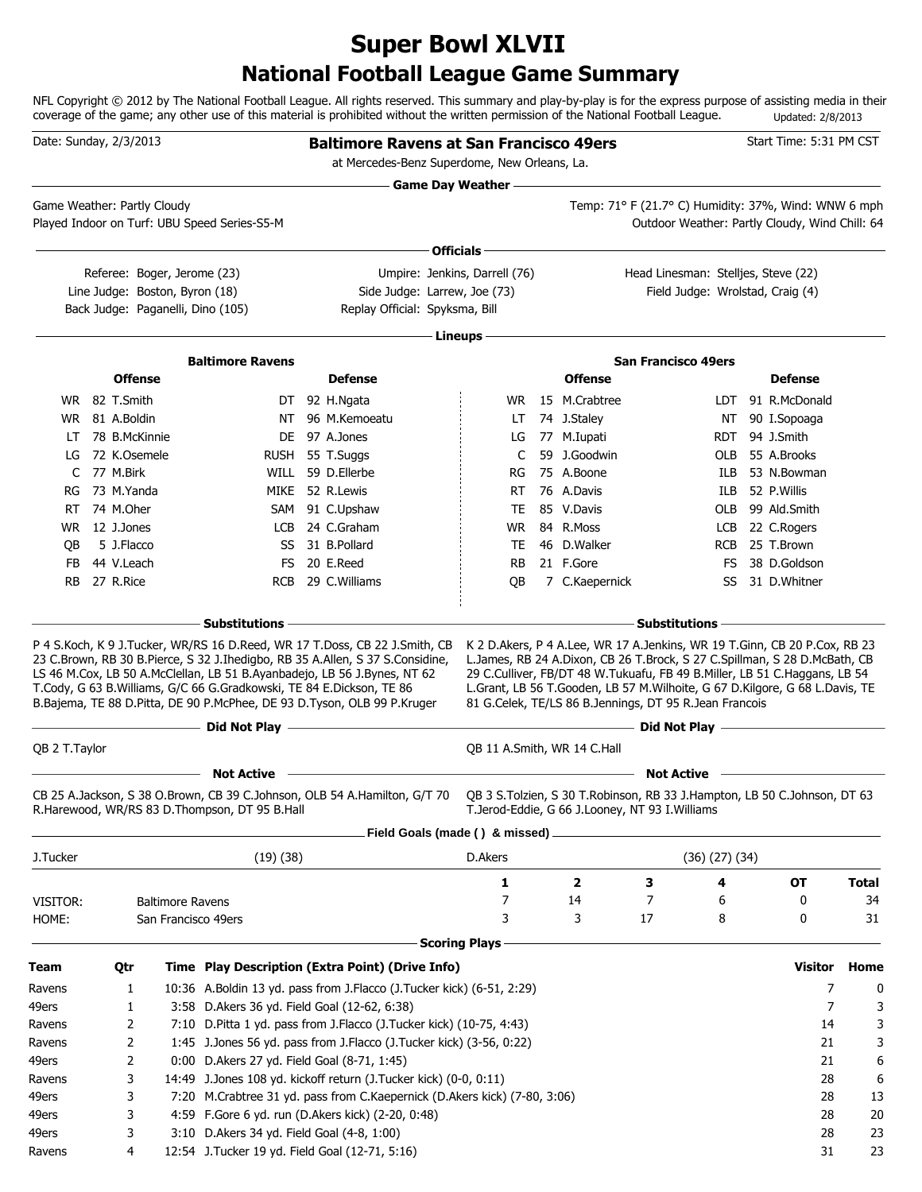# Super Bowl XLVII
## National Football League Game Summary

NFL Copyright © 2012 by The National Football League. All rights reserved. This summary and play-by-play is for the express purpose of assisting media in their coverage of the game; any other use of this material is prohibited without the written permission of the National Football League. Updated: 2/8/2013

Date: Sunday, 2/3/2013

**Baltimore Ravens at San Francisco 49ers**

at Mercedes-Benz Superdome, New Orleans, La.

Start Time: 5:31 PM CST

### Game Day Weather

Game Weather: Partly Cloudy

Temp: 71° F (21.7° C) Humidity: 37%, Wind: WNW 6 mph

Played Indoor on Turf: UBU Speed Series-S5-M

Outdoor Weather: Partly Cloudy, Wind Chill: 64

### Officials

Referee: Boger, Jerome (23)
Umpire: Jenkins, Darrell (76)
Head Linesman: Stelljes, Steve (22)
Line Judge: Boston, Byron (18)
Side Judge: Larrew, Joe (73)
Field Judge: Wrolstad, Craig (4)
Back Judge: Paganelli, Dino (105)
Replay Official: Spyksma, Bill

### Lineups

| Baltimore Ravens Offense | | Baltimore Ravens Defense | | San Francisco 49ers Offense | | San Francisco 49ers Defense | |
|---|---|---|---|---|---|---|---|
| WR | 82 T.Smith | DT | 92 H.Ngata | WR | 15 M.Crabtree | LDT | 91 R.McDonald |
| WR | 81 A.Boldin | NT | 96 M.Kemoeatu | LT | 74 J.Staley | NT | 90 I.Sopoaga |
| LT | 78 B.McKinnie | DE | 97 A.Jones | LG | 77 M.Iupati | RDT | 94 J.Smith |
| LG | 72 K.Osemele | RUSH | 55 T.Suggs | C | 59 J.Goodwin | OLB | 55 A.Brooks |
| C | 77 M.Birk | WILL | 59 D.Ellerbe | RG | 75 A.Boone | ILB | 53 N.Bowman |
| RG | 73 M.Yanda | MIKE | 52 R.Lewis | RT | 76 A.Davis | ILB | 52 P.Willis |
| RT | 74 M.Oher | SAM | 91 C.Upshaw | TE | 85 V.Davis | OLB | 99 Ald.Smith |
| WR | 12 J.Jones | LCB | 24 C.Graham | WR | 84 R.Moss | LCB | 22 C.Rogers |
| QB | 5 J.Flacco | SS | 31 B.Pollard | TE | 46 D.Walker | RCB | 25 T.Brown |
| FB | 44 V.Leach | FS | 20 E.Reed | RB | 21 F.Gore | FS | 38 D.Goldson |
| RB | 27 R.Rice | RCB | 29 C.Williams | QB | 7 C.Kaepernick | SS | 31 D.Whitner |

### Substitutions

**Baltimore Ravens:** P 4 S.Koch, K 9 J.Tucker, WR/RS 16 D.Reed, WR 17 T.Doss, CB 22 J.Smith, CB 23 C.Brown, RB 30 B.Pierce, S 32 J.Ihedigbo, RB 35 A.Allen, S 37 S.Considine, LS 46 M.Cox, LB 50 A.McClellan, LB 51 B.Ayanbadejo, LB 56 J.Bynes, NT 62 T.Cody, G 63 B.Williams, G/C 66 G.Gradkowski, TE 84 E.Dickson, TE 86 B.Bajema, TE 88 D.Pitta, DE 90 P.McPhee, DE 93 D.Tyson, OLB 99 P.Kruger

**San Francisco 49ers:** K 2 D.Akers, P 4 A.Lee, WR 17 A.Jenkins, WR 19 T.Ginn, CB 20 P.Cox, RB 23 L.James, RB 24 A.Dixon, CB 26 T.Brock, S 27 C.Spillman, S 28 D.McBath, CB 29 C.Culliver, FB/DT 48 W.Tukuafu, FB 49 B.Miller, LB 51 C.Haggans, LB 54 L.Grant, LB 56 T.Gooden, LB 57 M.Wilhoite, G 67 D.Kilgore, G 68 L.Davis, TE 81 G.Celek, TE/LS 86 B.Jennings, DT 95 R.Jean Francois

### Did Not Play

**Baltimore Ravens:** QB 2 T.Taylor

**San Francisco 49ers:** QB 11 A.Smith, WR 14 C.Hall

### Not Active

**Baltimore Ravens:** CB 25 A.Jackson, S 38 O.Brown, CB 39 C.Johnson, OLB 54 A.Hamilton, G/T 70 R.Harewood, WR/RS 83 D.Thompson, DT 95 B.Hall

**San Francisco 49ers:** QB 3 S.Tolzien, S 30 T.Robinson, RB 33 J.Hampton, LB 50 C.Johnson, DT 63 T.Jerod-Eddie, G 66 J.Looney, NT 93 I.Williams

### Field Goals (made ( ) & missed)

J.Tucker (19) (38)

D.Akers (36) (27) (34)

| | | 1 | 2 | 3 | 4 | OT | Total |
|---|---|---|---|---|---|---|---|
| VISITOR: | Baltimore Ravens | 7 | 14 | 7 | 6 | 0 | 34 |
| HOME: | San Francisco 49ers | 3 | 3 | 17 | 8 | 0 | 31 |

### Scoring Plays

| Team | Qtr | Time | Play Description (Extra Point) (Drive Info) | Visitor | Home |
|---|---|---|---|---|---|
| Ravens | 1 | 10:36 | A.Boldin 13 yd. pass from J.Flacco (J.Tucker kick) (6-51, 2:29) | 7 | 0 |
| 49ers | 1 | 3:58 | D.Akers 36 yd. Field Goal (12-62, 6:38) | 7 | 3 |
| Ravens | 2 | 7:10 | D.Pitta 1 yd. pass from J.Flacco (J.Tucker kick) (10-75, 4:43) | 14 | 3 |
| Ravens | 2 | 1:45 | J.Jones 56 yd. pass from J.Flacco (J.Tucker kick) (3-56, 0:22) | 21 | 3 |
| 49ers | 2 | 0:00 | D.Akers 27 yd. Field Goal (8-71, 1:45) | 21 | 6 |
| Ravens | 3 | 14:49 | J.Jones 108 yd. kickoff return (J.Tucker kick) (0-0, 0:11) | 28 | 6 |
| 49ers | 3 | 7:20 | M.Crabtree 31 yd. pass from C.Kaepernick (D.Akers kick) (7-80, 3:06) | 28 | 13 |
| 49ers | 3 | 4:59 | F.Gore 6 yd. run (D.Akers kick) (2-20, 0:48) | 28 | 20 |
| 49ers | 3 | 3:10 | D.Akers 34 yd. Field Goal (4-8, 1:00) | 28 | 23 |
| Ravens | 4 | 12:54 | J.Tucker 19 yd. Field Goal (12-71, 5:16) | 31 | 23 |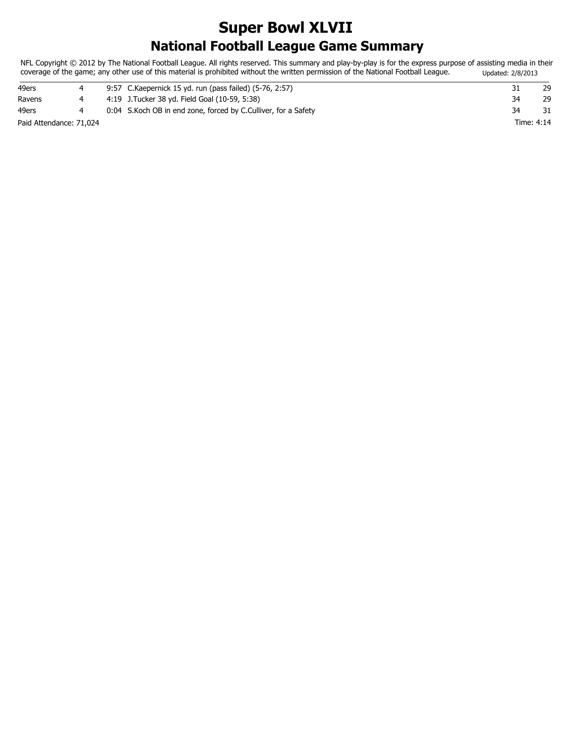# Super Bowl XLVII

## National Football League Game Summary

NFL Copyright © 2012 by The National Football League. All rights reserved. This summary and play-by-play is for the express purpose of assisting media in their coverage of the game; any other use of this material is prohibited without the written permission of the National Football League. Updated: 2/8/2013

| Team | Qtr | Time | Play | | |
|---|---|---|---|---|---|
| 49ers | 4 | 9:57 | C.Kaepernick 15 yd. run (pass failed) (5-76, 2:57) | 31 | 29 |
| Ravens | 4 | 4:19 | J.Tucker 38 yd. Field Goal (10-59, 5:38) | 34 | 29 |
| 49ers | 4 | 0:04 | S.Koch OB in end zone, forced by C.Culliver, for a Safety | 34 | 31 |

Paid Attendance: 71,024

Time: 4:14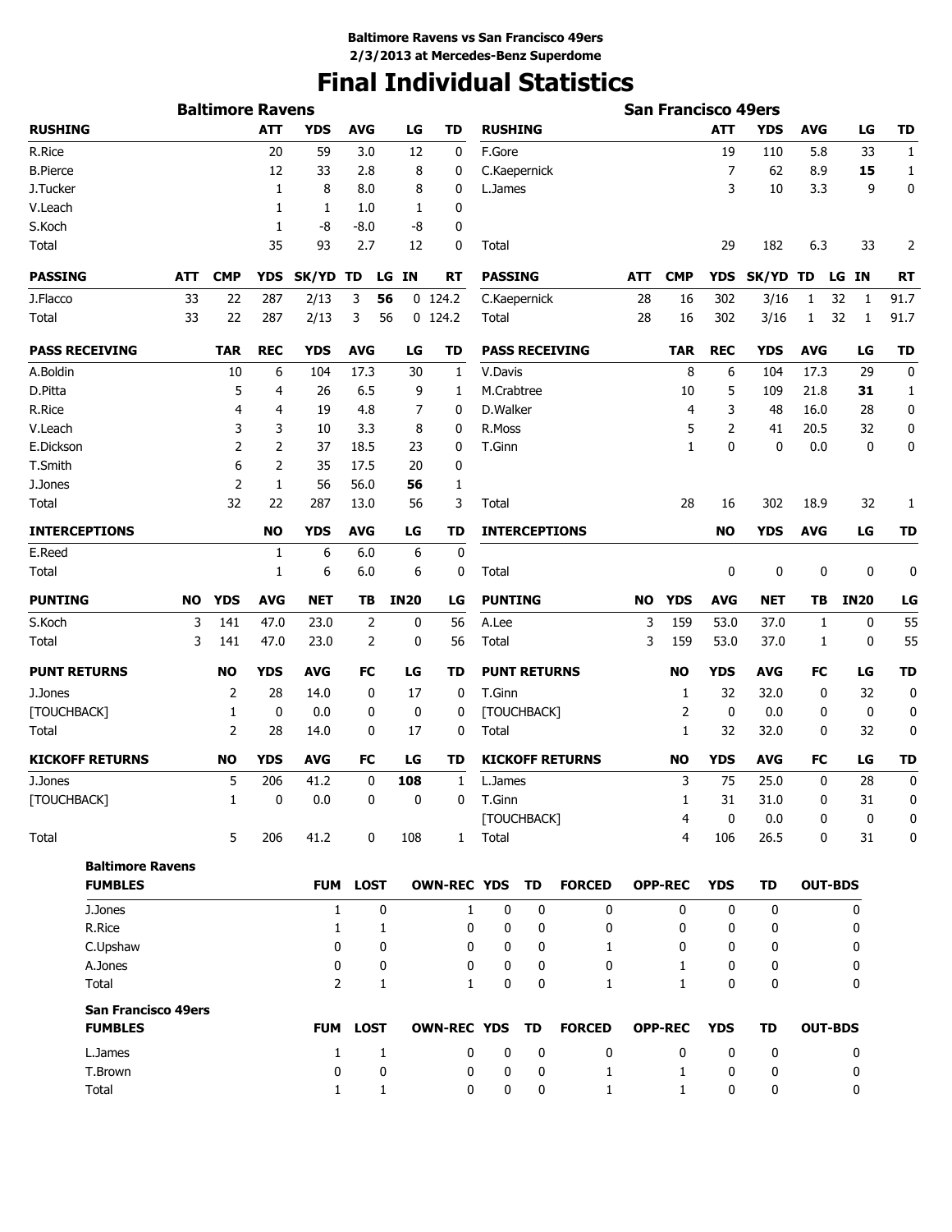**Baltimore Ravens vs San Francisco 49ers**
**2/3/2013 at Mercedes-Benz Superdome**

# Final Individual Statistics

## Baltimore Ravens

| RUSHING | ATT | YDS | AVG | LG | TD |
|---|---|---|---|---|---|
| R.Rice | 20 | 59 | 3.0 | 12 | 0 |
| B.Pierce | 12 | 33 | 2.8 | 8 | 0 |
| J.Tucker | 1 | 8 | 8.0 | 8 | 0 |
| V.Leach | 1 | 1 | 1.0 | 1 | 0 |
| S.Koch | 1 | -8 | -8.0 | -8 | 0 |
| Total | 35 | 93 | 2.7 | 12 | 0 |

| PASSING | ATT | CMP | YDS | SK/YD | TD | LG | IN | RT |
|---|---|---|---|---|---|---|---|---|
| J.Flacco | 33 | 22 | 287 | 2/13 | 3 | **56** | 0 | 124.2 |
| Total | 33 | 22 | 287 | 2/13 | 3 | 56 | 0 | 124.2 |

| PASS RECEIVING | TAR | REC | YDS | AVG | LG | TD |
|---|---|---|---|---|---|---|
| A.Boldin | 10 | 6 | 104 | 17.3 | 30 | 1 |
| D.Pitta | 5 | 4 | 26 | 6.5 | 9 | 1 |
| R.Rice | 4 | 4 | 19 | 4.8 | 7 | 0 |
| V.Leach | 3 | 3 | 10 | 3.3 | 8 | 0 |
| E.Dickson | 2 | 2 | 37 | 18.5 | 23 | 0 |
| T.Smith | 6 | 2 | 35 | 17.5 | 20 | 0 |
| J.Jones | 2 | 1 | 56 | 56.0 | **56** | 1 |
| Total | 32 | 22 | 287 | 13.0 | 56 | 3 |

| INTERCEPTIONS | NO | YDS | AVG | LG | TD |
|---|---|---|---|---|---|
| E.Reed | 1 | 6 | 6.0 | 6 | 0 |
| Total | 1 | 6 | 6.0 | 6 | 0 |

| PUNTING | NO | YDS | AVG | NET | TB | IN20 | LG |
|---|---|---|---|---|---|---|---|
| S.Koch | 3 | 141 | 47.0 | 23.0 | 2 | 0 | 56 |
| Total | 3 | 141 | 47.0 | 23.0 | 2 | 0 | 56 |

| PUNT RETURNS | NO | YDS | AVG | FC | LG | TD |
|---|---|---|---|---|---|---|
| J.Jones | 2 | 28 | 14.0 | 0 | 17 | 0 |
| [TOUCHBACK] | 1 | 0 | 0.0 | 0 | 0 | 0 |
| Total | 2 | 28 | 14.0 | 0 | 17 | 0 |

| KICKOFF RETURNS | NO | YDS | AVG | FC | LG | TD |
|---|---|---|---|---|---|---|
| J.Jones | 5 | 206 | 41.2 | 0 | **108** | 1 |
| [TOUCHBACK] | 1 | 0 | 0.0 | 0 | 0 | 0 |
| Total | 5 | 206 | 41.2 | 0 | 108 | 1 |

## San Francisco 49ers

| RUSHING | ATT | YDS | AVG | LG | TD |
|---|---|---|---|---|---|
| F.Gore | 19 | 110 | 5.8 | 33 | 1 |
| C.Kaepernick | 7 | 62 | 8.9 | **15** | 1 |
| L.James | 3 | 10 | 3.3 | 9 | 0 |
| Total | 29 | 182 | 6.3 | 33 | 2 |

| PASSING | ATT | CMP | YDS | SK/YD | TD | LG | IN | RT |
|---|---|---|---|---|---|---|---|---|
| C.Kaepernick | 28 | 16 | 302 | 3/16 | 1 | 32 | 1 | 91.7 |
| Total | 28 | 16 | 302 | 3/16 | 1 | 32 | 1 | 91.7 |

| PASS RECEIVING | TAR | REC | YDS | AVG | LG | TD |
|---|---|---|---|---|---|---|
| V.Davis | 8 | 6 | 104 | 17.3 | 29 | 0 |
| M.Crabtree | 10 | 5 | 109 | 21.8 | **31** | 1 |
| D.Walker | 4 | 3 | 48 | 16.0 | 28 | 0 |
| R.Moss | 5 | 2 | 41 | 20.5 | 32 | 0 |
| T.Ginn | 1 | 0 | 0 | 0.0 | 0 | 0 |
| Total | 28 | 16 | 302 | 18.9 | 32 | 1 |

| INTERCEPTIONS | NO | YDS | AVG | LG | TD |
|---|---|---|---|---|---|
| Total | 0 | 0 | 0 | 0 | 0 |

| PUNTING | NO | YDS | AVG | NET | TB | IN20 | LG |
|---|---|---|---|---|---|---|---|
| A.Lee | 3 | 159 | 53.0 | 37.0 | 1 | 0 | 55 |
| Total | 3 | 159 | 53.0 | 37.0 | 1 | 0 | 55 |

| PUNT RETURNS | NO | YDS | AVG | FC | LG | TD |
|---|---|---|---|---|---|---|
| T.Ginn | 1 | 32 | 32.0 | 0 | 32 | 0 |
| [TOUCHBACK] | 2 | 0 | 0.0 | 0 | 0 | 0 |
| Total | 1 | 32 | 32.0 | 0 | 32 | 0 |

| KICKOFF RETURNS | NO | YDS | AVG | FC | LG | TD |
|---|---|---|---|---|---|---|
| L.James | 3 | 75 | 25.0 | 0 | 28 | 0 |
| T.Ginn | 1 | 31 | 31.0 | 0 | 31 | 0 |
| [TOUCHBACK] | 4 | 0 | 0.0 | 0 | 0 | 0 |
| Total | 4 | 106 | 26.5 | 0 | 31 | 0 |

## Baltimore Ravens

| FUMBLES | FUM | LOST | OWN-REC | YDS | TD | FORCED | OPP-REC | YDS | TD | OUT-BDS |
|---|---|---|---|---|---|---|---|---|---|---|
| J.Jones | 1 | 0 | 1 | 0 | 0 | 0 | 0 | 0 | 0 | 0 |
| R.Rice | 1 | 1 | 0 | 0 | 0 | 0 | 0 | 0 | 0 | 0 |
| C.Upshaw | 0 | 0 | 0 | 0 | 0 | 1 | 0 | 0 | 0 | 0 |
| A.Jones | 0 | 0 | 0 | 0 | 0 | 0 | 1 | 0 | 0 | 0 |
| Total | 2 | 1 | 1 | 0 | 0 | 1 | 1 | 0 | 0 | 0 |

## San Francisco 49ers

| FUMBLES | FUM | LOST | OWN-REC | YDS | TD | FORCED | OPP-REC | YDS | TD | OUT-BDS |
|---|---|---|---|---|---|---|---|---|---|---|
| L.James | 1 | 1 | 0 | 0 | 0 | 0 | 0 | 0 | 0 | 0 |
| T.Brown | 0 | 0 | 0 | 0 | 0 | 1 | 1 | 0 | 0 | 0 |
| Total | 1 | 1 | 0 | 0 | 0 | 1 | 1 | 0 | 0 | 0 |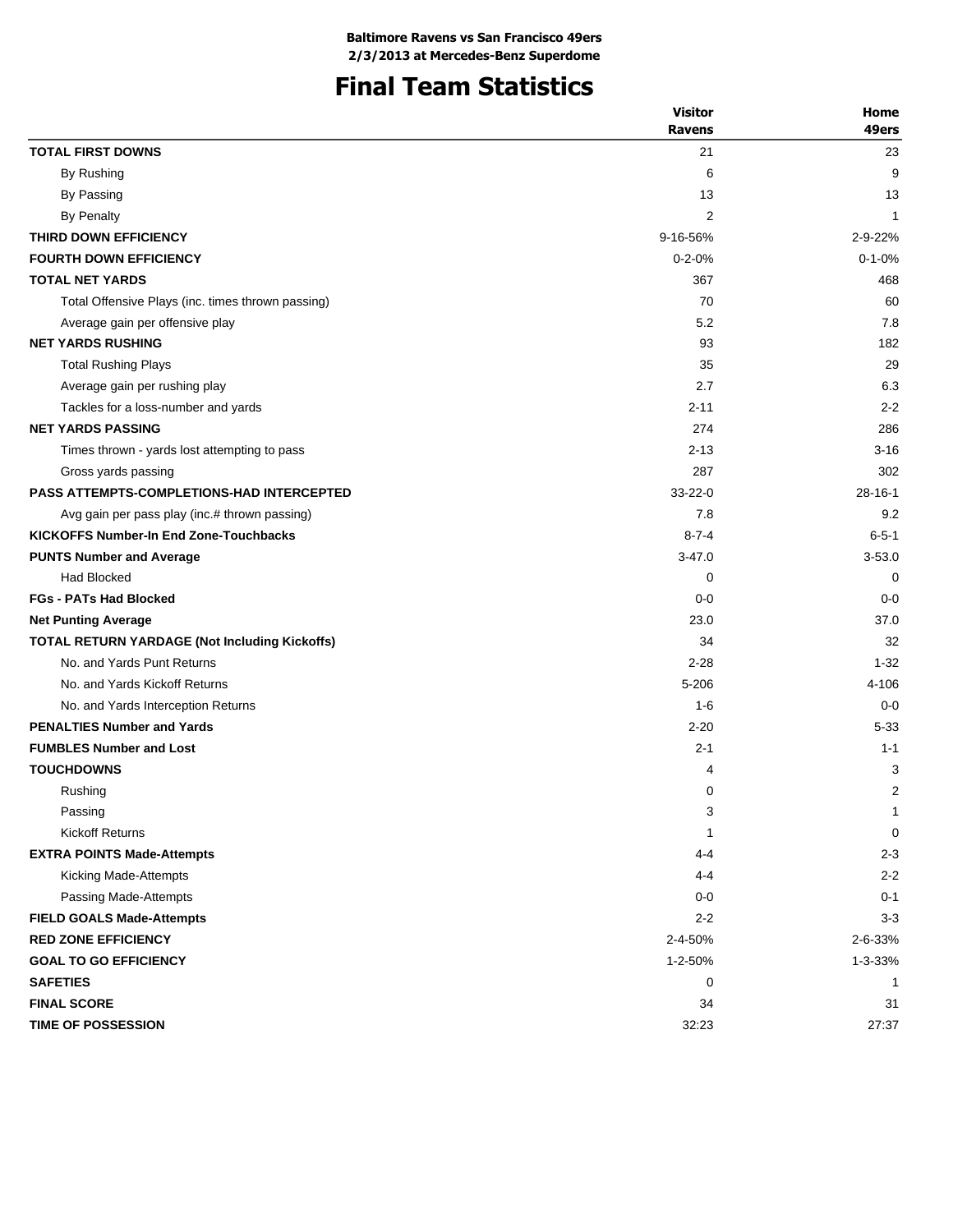**Baltimore Ravens vs San Francisco 49ers**
**2/3/2013 at Mercedes-Benz Superdome**

# Final Team Statistics

| | Visitor Ravens | Home 49ers |
|---|---|---|
| **TOTAL FIRST DOWNS** | 21 | 23 |
| By Rushing | 6 | 9 |
| By Passing | 13 | 13 |
| By Penalty | 2 | 1 |
| **THIRD DOWN EFFICIENCY** | 9-16-56% | 2-9-22% |
| **FOURTH DOWN EFFICIENCY** | 0-2-0% | 0-1-0% |
| **TOTAL NET YARDS** | 367 | 468 |
| Total Offensive Plays (inc. times thrown passing) | 70 | 60 |
| Average gain per offensive play | 5.2 | 7.8 |
| **NET YARDS RUSHING** | 93 | 182 |
| Total Rushing Plays | 35 | 29 |
| Average gain per rushing play | 2.7 | 6.3 |
| Tackles for a loss-number and yards | 2-11 | 2-2 |
| **NET YARDS PASSING** | 274 | 286 |
| Times thrown - yards lost attempting to pass | 2-13 | 3-16 |
| Gross yards passing | 287 | 302 |
| **PASS ATTEMPTS-COMPLETIONS-HAD INTERCEPTED** | 33-22-0 | 28-16-1 |
| Avg gain per pass play (inc.# thrown passing) | 7.8 | 9.2 |
| **KICKOFFS Number-In End Zone-Touchbacks** | 8-7-4 | 6-5-1 |
| **PUNTS Number and Average** | 3-47.0 | 3-53.0 |
| Had Blocked | 0 | 0 |
| **FGs - PATs Had Blocked** | 0-0 | 0-0 |
| **Net Punting Average** | 23.0 | 37.0 |
| **TOTAL RETURN YARDAGE (Not Including Kickoffs)** | 34 | 32 |
| No. and Yards Punt Returns | 2-28 | 1-32 |
| No. and Yards Kickoff Returns | 5-206 | 4-106 |
| No. and Yards Interception Returns | 1-6 | 0-0 |
| **PENALTIES Number and Yards** | 2-20 | 5-33 |
| **FUMBLES Number and Lost** | 2-1 | 1-1 |
| **TOUCHDOWNS** | 4 | 3 |
| Rushing | 0 | 2 |
| Passing | 3 | 1 |
| Kickoff Returns | 1 | 0 |
| **EXTRA POINTS Made-Attempts** | 4-4 | 2-3 |
| Kicking Made-Attempts | 4-4 | 2-2 |
| Passing Made-Attempts | 0-0 | 0-1 |
| **FIELD GOALS Made-Attempts** | 2-2 | 3-3 |
| **RED ZONE EFFICIENCY** | 2-4-50% | 2-6-33% |
| **GOAL TO GO EFFICIENCY** | 1-2-50% | 1-3-33% |
| **SAFETIES** | 0 | 1 |
| **FINAL SCORE** | 34 | 31 |
| **TIME OF POSSESSION** | 32:23 | 27:37 |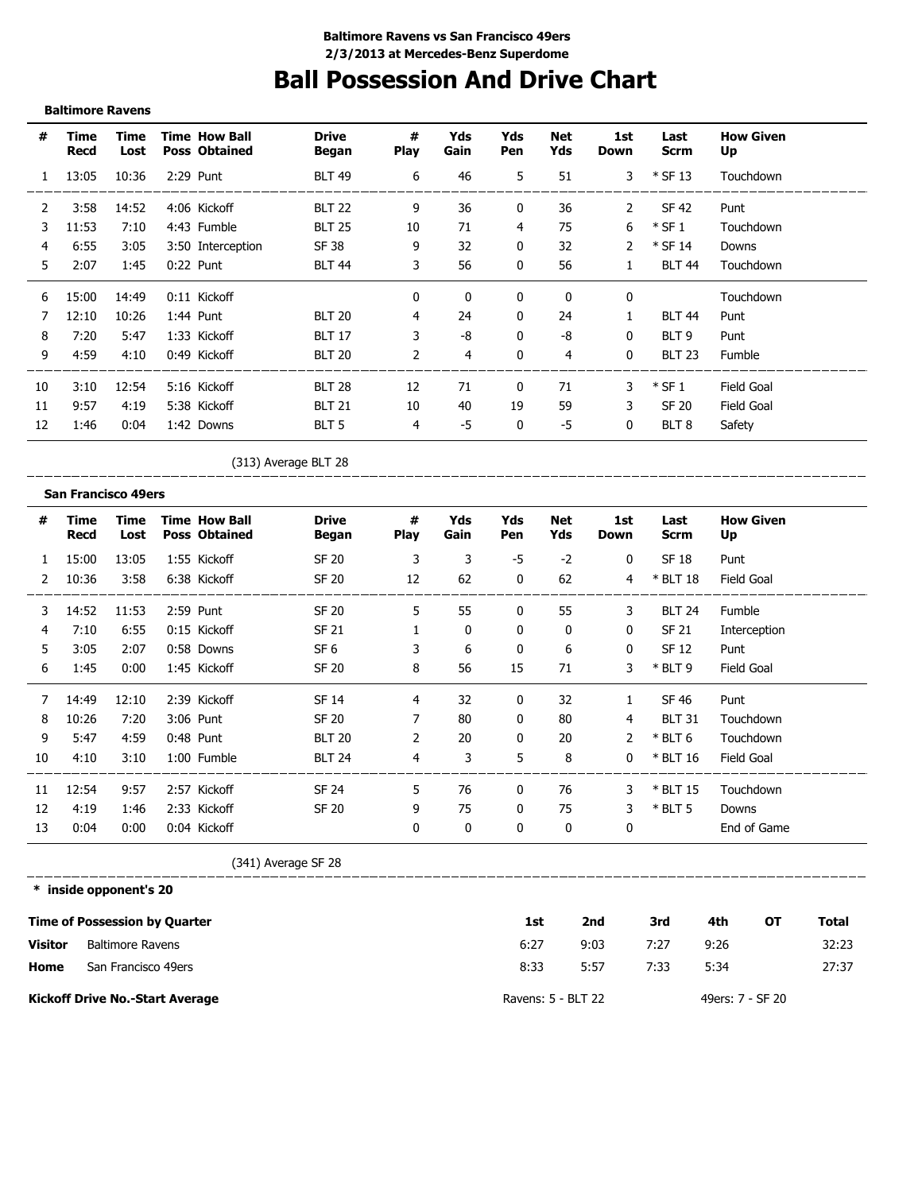**Baltimore Ravens vs San Francisco 49ers**
**2/3/2013 at Mercedes-Benz Superdome**

# Ball Possession And Drive Chart

**Baltimore Ravens**

| # | Time Recd | Time Lost | Time Poss | How Ball Obtained | Drive Began | # Play | Yds Gain | Yds Pen | Net Yds | 1st Down | Last Scrm | How Given Up |
|---|---|---|---|---|---|---|---|---|---|---|---|---|
| 1 | 13:05 | 10:36 | 2:29 | Punt | BLT 49 | 6 | 46 | 5 | 51 | 3 | * SF 13 | Touchdown |
| 2 | 3:58 | 14:52 | 4:06 | Kickoff | BLT 22 | 9 | 36 | 0 | 36 | 2 | SF 42 | Punt |
| 3 | 11:53 | 7:10 | 4:43 | Fumble | BLT 25 | 10 | 71 | 4 | 75 | 6 | * SF 1 | Touchdown |
| 4 | 6:55 | 3:05 | 3:50 | Interception | SF 38 | 9 | 32 | 0 | 32 | 2 | * SF 14 | Downs |
| 5 | 2:07 | 1:45 | 0:22 | Punt | BLT 44 | 3 | 56 | 0 | 56 | 1 | BLT 44 | Touchdown |
| 6 | 15:00 | 14:49 | 0:11 | Kickoff | | 0 | 0 | 0 | 0 | 0 | | Touchdown |
| 7 | 12:10 | 10:26 | 1:44 | Punt | BLT 20 | 4 | 24 | 0 | 24 | 1 | BLT 44 | Punt |
| 8 | 7:20 | 5:47 | 1:33 | Kickoff | BLT 17 | 3 | -8 | 0 | -8 | 0 | BLT 9 | Punt |
| 9 | 4:59 | 4:10 | 0:49 | Kickoff | BLT 20 | 2 | 4 | 0 | 4 | 0 | BLT 23 | Fumble |
| 10 | 3:10 | 12:54 | 5:16 | Kickoff | BLT 28 | 12 | 71 | 0 | 71 | 3 | * SF 1 | Field Goal |
| 11 | 9:57 | 4:19 | 5:38 | Kickoff | BLT 21 | 10 | 40 | 19 | 59 | 3 | SF 20 | Field Goal |
| 12 | 1:46 | 0:04 | 1:42 | Downs | BLT 5 | 4 | -5 | 0 | -5 | 0 | BLT 8 | Safety |

(313) Average BLT 28

**San Francisco 49ers**

| # | Time Recd | Time Lost | Time Poss | How Ball Obtained | Drive Began | # Play | Yds Gain | Yds Pen | Net Yds | 1st Down | Last Scrm | How Given Up |
|---|---|---|---|---|---|---|---|---|---|---|---|---|
| 1 | 15:00 | 13:05 | 1:55 | Kickoff | SF 20 | 3 | 3 | -5 | -2 | 0 | SF 18 | Punt |
| 2 | 10:36 | 3:58 | 6:38 | Kickoff | SF 20 | 12 | 62 | 0 | 62 | 4 | * BLT 18 | Field Goal |
| 3 | 14:52 | 11:53 | 2:59 | Punt | SF 20 | 5 | 55 | 0 | 55 | 3 | BLT 24 | Fumble |
| 4 | 7:10 | 6:55 | 0:15 | Kickoff | SF 21 | 1 | 0 | 0 | 0 | 0 | SF 21 | Interception |
| 5 | 3:05 | 2:07 | 0:58 | Downs | SF 6 | 3 | 6 | 0 | 6 | 0 | SF 12 | Punt |
| 6 | 1:45 | 0:00 | 1:45 | Kickoff | SF 20 | 8 | 56 | 15 | 71 | 3 | * BLT 9 | Field Goal |
| 7 | 14:49 | 12:10 | 2:39 | Kickoff | SF 14 | 4 | 32 | 0 | 32 | 1 | SF 46 | Punt |
| 8 | 10:26 | 7:20 | 3:06 | Punt | SF 20 | 7 | 80 | 0 | 80 | 4 | BLT 31 | Touchdown |
| 9 | 5:47 | 4:59 | 0:48 | Punt | BLT 20 | 2 | 20 | 0 | 20 | 2 | * BLT 6 | Touchdown |
| 10 | 4:10 | 3:10 | 1:00 | Fumble | BLT 24 | 4 | 3 | 5 | 8 | 0 | * BLT 16 | Field Goal |
| 11 | 12:54 | 9:57 | 2:57 | Kickoff | SF 24 | 5 | 76 | 0 | 76 | 3 | * BLT 15 | Touchdown |
| 12 | 4:19 | 1:46 | 2:33 | Kickoff | SF 20 | 9 | 75 | 0 | 75 | 3 | * BLT 5 | Downs |
| 13 | 0:04 | 0:00 | 0:04 | Kickoff | | 0 | 0 | 0 | 0 | 0 | | End of Game |

(341) Average SF 28

**\* inside opponent's 20**

| Time of Possession by Quarter | | 1st | 2nd | 3rd | 4th | OT | Total |
|---|---|---|---|---|---|---|---|
| **Visitor** | Baltimore Ravens | 6:27 | 9:03 | 7:27 | 9:26 | | 32:23 |
| **Home** | San Francisco 49ers | 8:33 | 5:57 | 7:33 | 5:34 | | 27:37 |

**Kickoff Drive No.-Start Average** Ravens: 5 - BLT 22 49ers: 7 - SF 20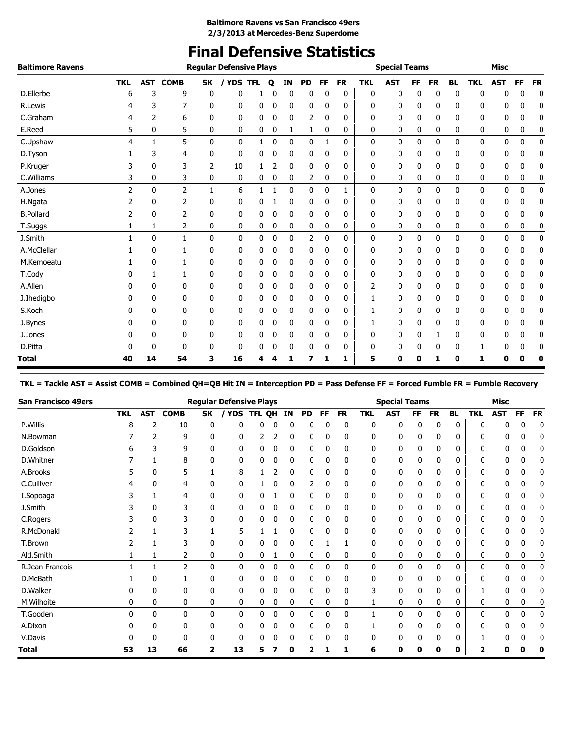**Baltimore Ravens vs San Francisco 49ers**
**2/3/2013 at Mercedes-Benz Superdome**

# Final Defensive Statistics

| Baltimore Ravens | Regular Defensive Plays | | | | | | | | | | | Special Teams | | | | | | Misc | | | |
|---|---|---|---|---|---|---|---|---|---|---|---|---|---|---|---|---|---|---|---|---|---|
| | TKL | AST | COMB | SK | / YDS | TFL | Q | IN | PD | FF | FR | TKL | AST | FF | FR | BL | TKL | AST | FF | FR |
| D.Ellerbe | 6 | 3 | 9 | 0 | 0 | 1 | 0 | 0 | 0 | 0 | 0 | 0 | 0 | 0 | 0 | 0 | 0 | 0 | 0 | 0 |
| R.Lewis | 4 | 3 | 7 | 0 | 0 | 0 | 0 | 0 | 0 | 0 | 0 | 0 | 0 | 0 | 0 | 0 | 0 | 0 | 0 | 0 |
| C.Graham | 4 | 2 | 6 | 0 | 0 | 0 | 0 | 0 | 2 | 0 | 0 | 0 | 0 | 0 | 0 | 0 | 0 | 0 | 0 | 0 |
| E.Reed | 5 | 0 | 5 | 0 | 0 | 0 | 0 | 1 | 1 | 0 | 0 | 0 | 0 | 0 | 0 | 0 | 0 | 0 | 0 | 0 |
| C.Upshaw | 4 | 1 | 5 | 0 | 0 | 1 | 0 | 0 | 0 | 1 | 0 | 0 | 0 | 0 | 0 | 0 | 0 | 0 | 0 | 0 |
| D.Tyson | 1 | 3 | 4 | 0 | 0 | 0 | 0 | 0 | 0 | 0 | 0 | 0 | 0 | 0 | 0 | 0 | 0 | 0 | 0 | 0 |
| P.Kruger | 3 | 0 | 3 | 2 | 10 | 1 | 2 | 0 | 0 | 0 | 0 | 0 | 0 | 0 | 0 | 0 | 0 | 0 | 0 | 0 |
| C.Williams | 3 | 0 | 3 | 0 | 0 | 0 | 0 | 0 | 2 | 0 | 0 | 0 | 0 | 0 | 0 | 0 | 0 | 0 | 0 | 0 |
| A.Jones | 2 | 0 | 2 | 1 | 6 | 1 | 1 | 0 | 0 | 0 | 1 | 0 | 0 | 0 | 0 | 0 | 0 | 0 | 0 | 0 |
| H.Ngata | 2 | 0 | 2 | 0 | 0 | 0 | 1 | 0 | 0 | 0 | 0 | 0 | 0 | 0 | 0 | 0 | 0 | 0 | 0 | 0 |
| B.Pollard | 2 | 0 | 2 | 0 | 0 | 0 | 0 | 0 | 0 | 0 | 0 | 0 | 0 | 0 | 0 | 0 | 0 | 0 | 0 | 0 |
| T.Suggs | 1 | 1 | 2 | 0 | 0 | 0 | 0 | 0 | 0 | 0 | 0 | 0 | 0 | 0 | 0 | 0 | 0 | 0 | 0 | 0 |
| J.Smith | 1 | 0 | 1 | 0 | 0 | 0 | 0 | 0 | 2 | 0 | 0 | 0 | 0 | 0 | 0 | 0 | 0 | 0 | 0 | 0 |
| A.McClellan | 1 | 0 | 1 | 0 | 0 | 0 | 0 | 0 | 0 | 0 | 0 | 0 | 0 | 0 | 0 | 0 | 0 | 0 | 0 | 0 |
| M.Kemoeatu | 1 | 0 | 1 | 0 | 0 | 0 | 0 | 0 | 0 | 0 | 0 | 0 | 0 | 0 | 0 | 0 | 0 | 0 | 0 | 0 |
| T.Cody | 0 | 1 | 1 | 0 | 0 | 0 | 0 | 0 | 0 | 0 | 0 | 0 | 0 | 0 | 0 | 0 | 0 | 0 | 0 | 0 |
| A.Allen | 0 | 0 | 0 | 0 | 0 | 0 | 0 | 0 | 0 | 0 | 0 | 2 | 0 | 0 | 0 | 0 | 0 | 0 | 0 | 0 |
| J.Ihedigbo | 0 | 0 | 0 | 0 | 0 | 0 | 0 | 0 | 0 | 0 | 0 | 1 | 0 | 0 | 0 | 0 | 0 | 0 | 0 | 0 |
| S.Koch | 0 | 0 | 0 | 0 | 0 | 0 | 0 | 0 | 0 | 0 | 0 | 1 | 0 | 0 | 0 | 0 | 0 | 0 | 0 | 0 |
| J.Bynes | 0 | 0 | 0 | 0 | 0 | 0 | 0 | 0 | 0 | 0 | 0 | 1 | 0 | 0 | 0 | 0 | 0 | 0 | 0 | 0 |
| J.Jones | 0 | 0 | 0 | 0 | 0 | 0 | 0 | 0 | 0 | 0 | 0 | 0 | 0 | 0 | 1 | 0 | 0 | 0 | 0 | 0 |
| D.Pitta | 0 | 0 | 0 | 0 | 0 | 0 | 0 | 0 | 0 | 0 | 0 | 0 | 0 | 0 | 0 | 0 | 1 | 0 | 0 | 0 |
| **Total** | **40** | **14** | **54** | **3** | **16** | **4** | **4** | **1** | **7** | **1** | **1** | **5** | **0** | **0** | **1** | **0** | **1** | **0** | **0** | **0** |

**TKL = Tackle AST = Assist COMB = Combined QH=QB Hit IN = Interception PD = Pass Defense FF = Forced Fumble FR = Fumble Recovery**

| San Francisco 49ers | Regular Defensive Plays | | | | | | | | | | | Special Teams | | | | | | Misc | | | |
|---|---|---|---|---|---|---|---|---|---|---|---|---|---|---|---|---|---|---|---|---|---|
| | TKL | AST | COMB | SK | / YDS | TFL | QH | IN | PD | FF | FR | TKL | AST | FF | FR | BL | TKL | AST | FF | FR |
| P.Willis | 8 | 2 | 10 | 0 | 0 | 0 | 0 | 0 | 0 | 0 | 0 | 0 | 0 | 0 | 0 | 0 | 0 | 0 | 0 | 0 |
| N.Bowman | 7 | 2 | 9 | 0 | 0 | 2 | 2 | 0 | 0 | 0 | 0 | 0 | 0 | 0 | 0 | 0 | 0 | 0 | 0 | 0 |
| D.Goldson | 6 | 3 | 9 | 0 | 0 | 0 | 0 | 0 | 0 | 0 | 0 | 0 | 0 | 0 | 0 | 0 | 0 | 0 | 0 | 0 |
| D.Whitner | 7 | 1 | 8 | 0 | 0 | 0 | 0 | 0 | 0 | 0 | 0 | 0 | 0 | 0 | 0 | 0 | 0 | 0 | 0 | 0 |
| A.Brooks | 5 | 0 | 5 | 1 | 8 | 1 | 2 | 0 | 0 | 0 | 0 | 0 | 0 | 0 | 0 | 0 | 0 | 0 | 0 | 0 |
| C.Culliver | 4 | 0 | 4 | 0 | 0 | 1 | 0 | 0 | 2 | 0 | 0 | 0 | 0 | 0 | 0 | 0 | 0 | 0 | 0 | 0 |
| I.Sopoaga | 3 | 1 | 4 | 0 | 0 | 0 | 1 | 0 | 0 | 0 | 0 | 0 | 0 | 0 | 0 | 0 | 0 | 0 | 0 | 0 |
| J.Smith | 3 | 0 | 3 | 0 | 0 | 0 | 0 | 0 | 0 | 0 | 0 | 0 | 0 | 0 | 0 | 0 | 0 | 0 | 0 | 0 |
| C.Rogers | 3 | 0 | 3 | 0 | 0 | 0 | 0 | 0 | 0 | 0 | 0 | 0 | 0 | 0 | 0 | 0 | 0 | 0 | 0 | 0 |
| R.McDonald | 2 | 1 | 3 | 1 | 5 | 1 | 1 | 0 | 0 | 0 | 0 | 0 | 0 | 0 | 0 | 0 | 0 | 0 | 0 | 0 |
| T.Brown | 2 | 1 | 3 | 0 | 0 | 0 | 0 | 0 | 0 | 1 | 1 | 0 | 0 | 0 | 0 | 0 | 0 | 0 | 0 | 0 |
| Ald.Smith | 1 | 1 | 2 | 0 | 0 | 0 | 1 | 0 | 0 | 0 | 0 | 0 | 0 | 0 | 0 | 0 | 0 | 0 | 0 | 0 |
| R.Jean Francois | 1 | 1 | 2 | 0 | 0 | 0 | 0 | 0 | 0 | 0 | 0 | 0 | 0 | 0 | 0 | 0 | 0 | 0 | 0 | 0 |
| D.McBath | 1 | 0 | 1 | 0 | 0 | 0 | 0 | 0 | 0 | 0 | 0 | 0 | 0 | 0 | 0 | 0 | 0 | 0 | 0 | 0 |
| D.Walker | 0 | 0 | 0 | 0 | 0 | 0 | 0 | 0 | 0 | 0 | 0 | 3 | 0 | 0 | 0 | 0 | 1 | 0 | 0 | 0 |
| M.Wilhoite | 0 | 0 | 0 | 0 | 0 | 0 | 0 | 0 | 0 | 0 | 0 | 1 | 0 | 0 | 0 | 0 | 0 | 0 | 0 | 0 |
| T.Gooden | 0 | 0 | 0 | 0 | 0 | 0 | 0 | 0 | 0 | 0 | 0 | 1 | 0 | 0 | 0 | 0 | 0 | 0 | 0 | 0 |
| A.Dixon | 0 | 0 | 0 | 0 | 0 | 0 | 0 | 0 | 0 | 0 | 0 | 1 | 0 | 0 | 0 | 0 | 0 | 0 | 0 | 0 |
| V.Davis | 0 | 0 | 0 | 0 | 0 | 0 | 0 | 0 | 0 | 0 | 0 | 0 | 0 | 0 | 0 | 0 | 1 | 0 | 0 | 0 |
| **Total** | **53** | **13** | **66** | **2** | **13** | **5** | **7** | **0** | **2** | **1** | **1** | **6** | **0** | **0** | **0** | **0** | **2** | **0** | **0** | **0** |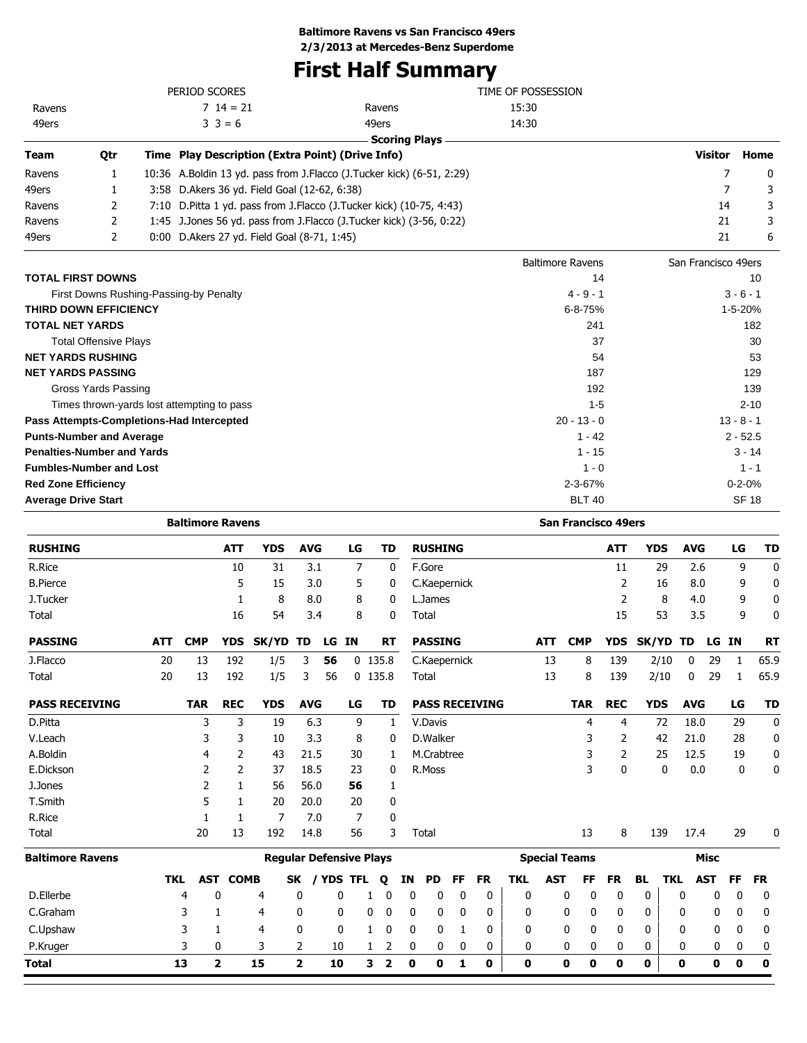**Baltimore Ravens vs San Francisco 49ers**
**2/3/2013 at Mercedes-Benz Superdome**

# First Half Summary

| PERIOD SCORES | | | TIME OF POSSESSION |
|---|---|---|---|
| Ravens | 7 14 = 21 | Ravens | 15:30 |
| 49ers | 3 3 = 6 | 49ers | 14:30 |

**Scoring Plays**

| Team | Qtr | Time | Play Description (Extra Point) (Drive Info) | Visitor | Home |
|---|---|---|---|---|---|
| Ravens | 1 | 10:36 | A.Boldin 13 yd. pass from J.Flacco (J.Tucker kick) (6-51, 2:29) | 7 | 0 |
| 49ers | 1 | 3:58 | D.Akers 36 yd. Field Goal (12-62, 6:38) | 7 | 3 |
| Ravens | 2 | 7:10 | D.Pitta 1 yd. pass from J.Flacco (J.Tucker kick) (10-75, 4:43) | 14 | 3 |
| Ravens | 2 | 1:45 | J.Jones 56 yd. pass from J.Flacco (J.Tucker kick) (3-56, 0:22) | 21 | 3 |
| 49ers | 2 | 0:00 | D.Akers 27 yd. Field Goal (8-71, 1:45) | 21 | 6 |

| | Baltimore Ravens | San Francisco 49ers |
|---|---|---|
| **TOTAL FIRST DOWNS** | 14 | 10 |
| First Downs Rushing-Passing-by Penalty | 4 - 9 - 1 | 3 - 6 - 1 |
| **THIRD DOWN EFFICIENCY** | 6-8-75% | 1-5-20% |
| **TOTAL NET YARDS** | 241 | 182 |
| Total Offensive Plays | 37 | 30 |
| **NET YARDS RUSHING** | 54 | 53 |
| **NET YARDS PASSING** | 187 | 129 |
| Gross Yards Passing | 192 | 139 |
| Times thrown-yards lost attempting to pass | 1-5 | 2-10 |
| **Pass Attempts-Completions-Had Intercepted** | 20 - 13 - 0 | 13 - 8 - 1 |
| **Punts-Number and Average** | 1 - 42 | 2 - 52.5 |
| **Penalties-Number and Yards** | 1 - 15 | 3 - 14 |
| **Fumbles-Number and Lost** | 1 - 0 | 1 - 1 |
| **Red Zone Efficiency** | 2-3-67% | 0-2-0% |
| **Average Drive Start** | BLT 40 | SF 18 |

**Baltimore Ravens**

| RUSHING | ATT | YDS | AVG | LG | TD |
|---|---|---|---|---|---|
| R.Rice | 10 | 31 | 3.1 | 7 | 0 |
| B.Pierce | 5 | 15 | 3.0 | 5 | 0 |
| J.Tucker | 1 | 8 | 8.0 | 8 | 0 |
| Total | 16 | 54 | 3.4 | 8 | 0 |

| PASSING | ATT | CMP | YDS | SK/YD | TD | LG | IN | RT |
|---|---|---|---|---|---|---|---|---|
| J.Flacco | 20 | 13 | 192 | 1/5 | 3 | **56** | 0 | 135.8 |
| Total | 20 | 13 | 192 | 1/5 | 3 | 56 | 0 | 135.8 |

| PASS RECEIVING | TAR | REC | YDS | AVG | LG | TD |
|---|---|---|---|---|---|---|
| D.Pitta | 3 | 3 | 19 | 6.3 | 9 | 1 |
| V.Leach | 3 | 3 | 10 | 3.3 | 8 | 0 |
| A.Boldin | 4 | 2 | 43 | 21.5 | 30 | 1 |
| E.Dickson | 2 | 2 | 37 | 18.5 | 23 | 0 |
| J.Jones | 2 | 1 | 56 | 56.0 | **56** | 1 |
| T.Smith | 5 | 1 | 20 | 20.0 | 20 | 0 |
| R.Rice | 1 | 1 | 7 | 7.0 | 7 | 0 |
| Total | 20 | 13 | 192 | 14.8 | 56 | 3 |

**San Francisco 49ers**

| RUSHING | ATT | YDS | AVG | LG | TD |
|---|---|---|---|---|---|
| F.Gore | 11 | 29 | 2.6 | 9 | 0 |
| C.Kaepernick | 2 | 16 | 8.0 | 9 | 0 |
| L.James | 2 | 8 | 4.0 | 9 | 0 |
| Total | 15 | 53 | 3.5 | 9 | 0 |

| PASSING | ATT | CMP | YDS | SK/YD | TD | LG | IN | RT |
|---|---|---|---|---|---|---|---|---|
| C.Kaepernick | 13 | 8 | 139 | 2/10 | 0 | 29 | 1 | 65.9 |
| Total | 13 | 8 | 139 | 2/10 | 0 | 29 | 1 | 65.9 |

| PASS RECEIVING | TAR | REC | YDS | AVG | LG | TD |
|---|---|---|---|---|---|---|
| V.Davis | 4 | 4 | 72 | 18.0 | 29 | 0 |
| D.Walker | 3 | 2 | 42 | 21.0 | 28 | 0 |
| M.Crabtree | 3 | 2 | 25 | 12.5 | 19 | 0 |
| R.Moss | 3 | 0 | 0 | 0.0 | 0 | 0 |
| Total | 13 | 8 | 139 | 17.4 | 29 | 0 |

| Baltimore Ravens | Regular Defensive Plays | | | | | | | | | | | | Special Teams | | | | | Misc | | | |
|---|---|---|---|---|---|---|---|---|---|---|---|---|---|---|---|---|---|---|---|---|---|
| | TKL | AST | COMB | SK | / YDS | TFL | Q | IN | PD | FF | FR | TKL | AST | FF | FR | BL | TKL | AST | FF | FR |
| D.Ellerbe | 4 | 0 | 4 | 0 | 0 | 1 | 0 | 0 | 0 | 0 | 0 | 0 | 0 | 0 | 0 | 0 | 0 | 0 | 0 | 0 |
| C.Graham | 3 | 1 | 4 | 0 | 0 | 0 | 0 | 0 | 0 | 0 | 0 | 0 | 0 | 0 | 0 | 0 | 0 | 0 | 0 | 0 |
| C.Upshaw | 3 | 1 | 4 | 0 | 0 | 1 | 0 | 0 | 0 | 1 | 0 | 0 | 0 | 0 | 0 | 0 | 0 | 0 | 0 | 0 |
| P.Kruger | 3 | 0 | 3 | 2 | 10 | 1 | 2 | 0 | 0 | 0 | 0 | 0 | 0 | 0 | 0 | 0 | 0 | 0 | 0 | 0 |
| **Total** | **13** | **2** | **15** | **2** | **10** | **3** | **2** | **0** | **0** | **1** | **0** | **0** | **0** | **0** | **0** | **0** | **0** | **0** | **0** | **0** |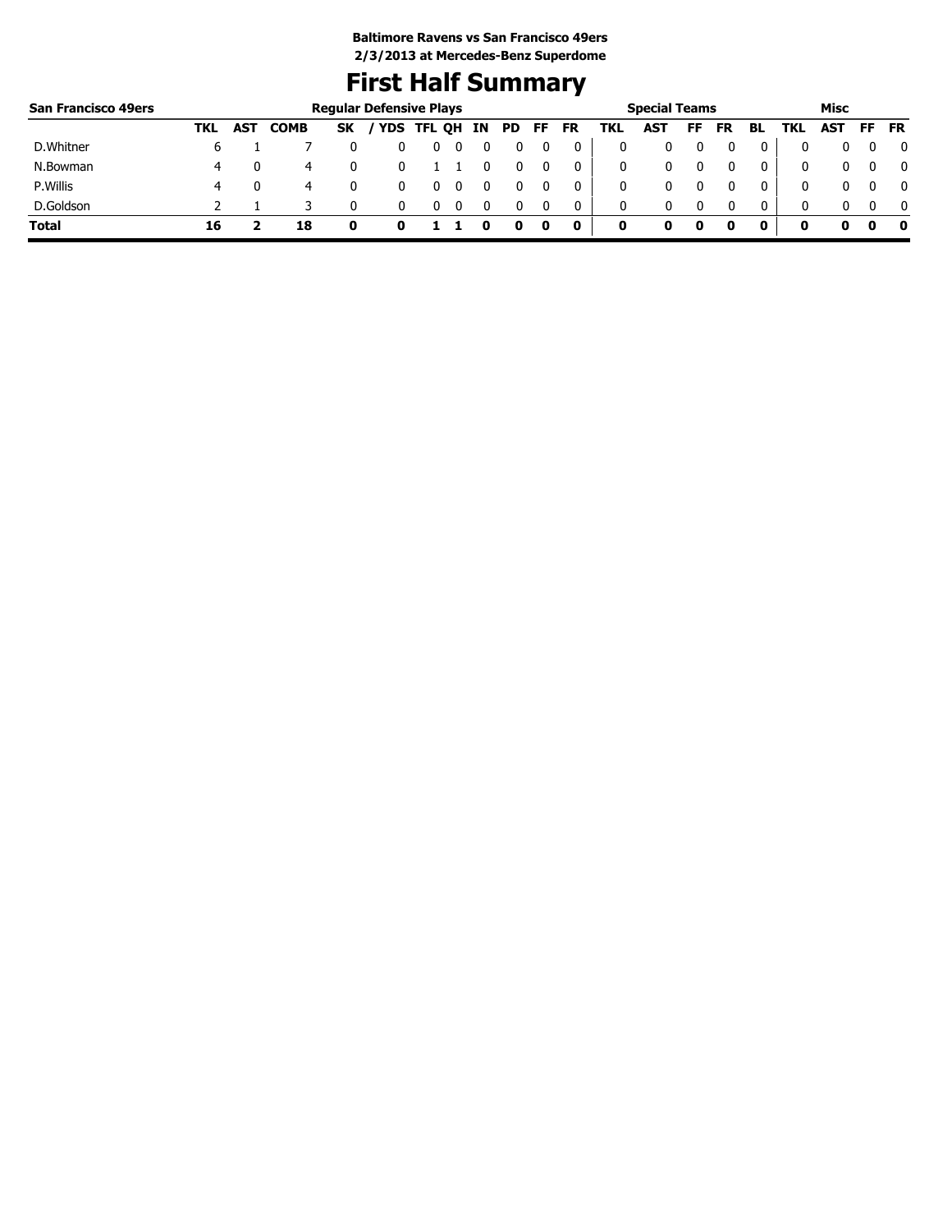**Baltimore Ravens vs San Francisco 49ers**
**2/3/2013 at Mercedes-Benz Superdome**

# First Half Summary

| San Francisco 49ers | Regular Defensive Plays | | | | | | | | | | | Special Teams | | | | | Misc | | | |
|---|---|---|---|---|---|---|---|---|---|---|---|---|---|---|---|---|---|---|---|---|
| | TKL | AST | COMB | SK | / YDS | TFL | QH | IN | PD | FF | FR | TKL | AST | FF | FR | BL | TKL | AST | FF | FR |
| D.Whitner | 6 | 1 | 7 | 0 | 0 | 0 | 0 | 0 | 0 | 0 | 0 | 0 | 0 | 0 | 0 | 0 | 0 | 0 | 0 | 0 |
| N.Bowman | 4 | 0 | 4 | 0 | 0 | 1 | 1 | 0 | 0 | 0 | 0 | 0 | 0 | 0 | 0 | 0 | 0 | 0 | 0 | 0 |
| P.Willis | 4 | 0 | 4 | 0 | 0 | 0 | 0 | 0 | 0 | 0 | 0 | 0 | 0 | 0 | 0 | 0 | 0 | 0 | 0 | 0 |
| D.Goldson | 2 | 1 | 3 | 0 | 0 | 0 | 0 | 0 | 0 | 0 | 0 | 0 | 0 | 0 | 0 | 0 | 0 | 0 | 0 | 0 |
| **Total** | **16** | **2** | **18** | **0** | **0** | **1** | **1** | **0** | **0** | **0** | **0** | **0** | **0** | **0** | **0** | **0** | **0** | **0** | **0** | **0** |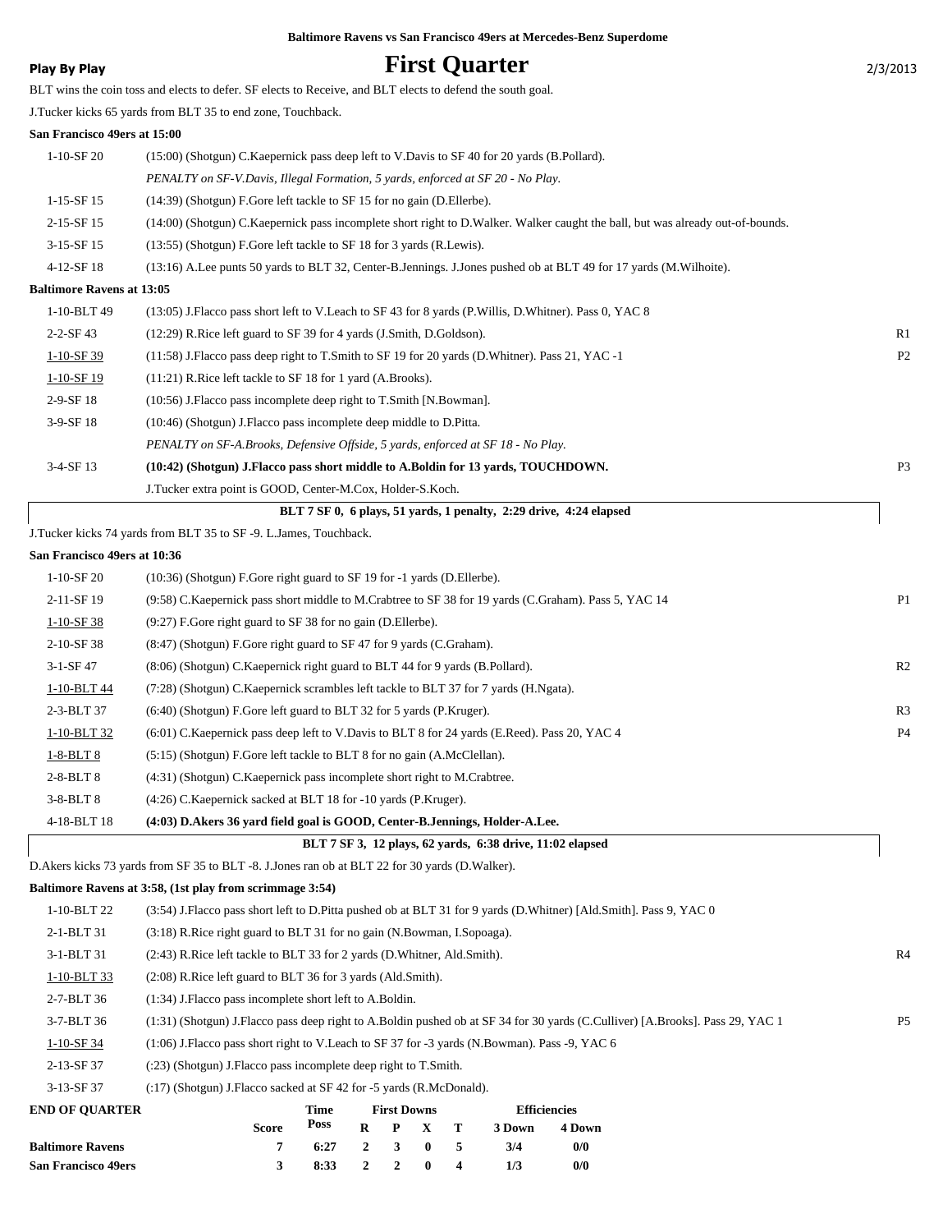**Baltimore Ravens vs San Francisco 49ers at Mercedes-Benz Superdome**

**Play By Play** — # First Quarter — 2/3/2013

BLT wins the coin toss and elects to defer. SF elects to Receive, and BLT elects to defend the south goal.

J.Tucker kicks 65 yards from BLT 35 to end zone, Touchback.

**San Francisco 49ers at 15:00**

| | | |
|---|---|---|
| 1-10-SF 20 | (15:00) (Shotgun) C.Kaepernick pass deep left to V.Davis to SF 40 for 20 yards (B.Pollard). | |
| | *PENALTY on SF-V.Davis, Illegal Formation, 5 yards, enforced at SF 20 - No Play.* | |
| 1-15-SF 15 | (14:39) (Shotgun) F.Gore left tackle to SF 15 for no gain (D.Ellerbe). | |
| 2-15-SF 15 | (14:00) (Shotgun) C.Kaepernick pass incomplete short right to D.Walker. Walker caught the ball, but was already out-of-bounds. | |
| 3-15-SF 15 | (13:55) (Shotgun) F.Gore left tackle to SF 18 for 3 yards (R.Lewis). | |
| 4-12-SF 18 | (13:16) A.Lee punts 50 yards to BLT 32, Center-B.Jennings. J.Jones pushed ob at BLT 49 for 17 yards (M.Wilhoite). | |

**Baltimore Ravens at 13:05**

| | | |
|---|---|---|
| 1-10-BLT 49 | (13:05) J.Flacco pass short left to V.Leach to SF 43 for 8 yards (P.Willis, D.Whitner). Pass 0, YAC 8 | |
| 2-2-SF 43 | (12:29) R.Rice left guard to SF 39 for 4 yards (J.Smith, D.Goldson). | R1 |
| 1-10-SF 39 | (11:58) J.Flacco pass deep right to T.Smith to SF 19 for 20 yards (D.Whitner). Pass 21, YAC -1 | P2 |
| 1-10-SF 19 | (11:21) R.Rice left tackle to SF 18 for 1 yard (A.Brooks). | |
| 2-9-SF 18 | (10:56) J.Flacco pass incomplete deep right to T.Smith [N.Bowman]. | |
| 3-9-SF 18 | (10:46) (Shotgun) J.Flacco pass incomplete deep middle to D.Pitta. | |
| | *PENALTY on SF-A.Brooks, Defensive Offside, 5 yards, enforced at SF 18 - No Play.* | |
| 3-4-SF 13 | **(10:42) (Shotgun) J.Flacco pass short middle to A.Boldin for 13 yards, TOUCHDOWN.** | P3 |
| | J.Tucker extra point is GOOD, Center-M.Cox, Holder-S.Koch. | |

**BLT 7 SF 0, 6 plays, 51 yards, 1 penalty, 2:29 drive, 4:24 elapsed**

J.Tucker kicks 74 yards from BLT 35 to SF -9. L.James, Touchback.

**San Francisco 49ers at 10:36**

| | | |
|---|---|---|
| 1-10-SF 20 | (10:36) (Shotgun) F.Gore right guard to SF 19 for -1 yards (D.Ellerbe). | |
| 2-11-SF 19 | (9:58) C.Kaepernick pass short middle to M.Crabtree to SF 38 for 19 yards (C.Graham). Pass 5, YAC 14 | P1 |
| 1-10-SF 38 | (9:27) F.Gore right guard to SF 38 for no gain (D.Ellerbe). | |
| 2-10-SF 38 | (8:47) (Shotgun) F.Gore right guard to SF 47 for 9 yards (C.Graham). | |
| 3-1-SF 47 | (8:06) (Shotgun) C.Kaepernick right guard to BLT 44 for 9 yards (B.Pollard). | R2 |
| 1-10-BLT 44 | (7:28) (Shotgun) C.Kaepernick scrambles left tackle to BLT 37 for 7 yards (H.Ngata). | |
| 2-3-BLT 37 | (6:40) (Shotgun) F.Gore left guard to BLT 32 for 5 yards (P.Kruger). | R3 |
| 1-10-BLT 32 | (6:01) C.Kaepernick pass deep left to V.Davis to BLT 8 for 24 yards (E.Reed). Pass 20, YAC 4 | P4 |
| 1-8-BLT 8 | (5:15) (Shotgun) F.Gore left tackle to BLT 8 for no gain (A.McClellan). | |
| 2-8-BLT 8 | (4:31) (Shotgun) C.Kaepernick pass incomplete short right to M.Crabtree. | |
| 3-8-BLT 8 | (4:26) C.Kaepernick sacked at BLT 18 for -10 yards (P.Kruger). | |
| 4-18-BLT 18 | **(4:03) D.Akers 36 yard field goal is GOOD, Center-B.Jennings, Holder-A.Lee.** | |

**BLT 7 SF 3, 12 plays, 62 yards, 6:38 drive, 11:02 elapsed**

D.Akers kicks 73 yards from SF 35 to BLT -8. J.Jones ran ob at BLT 22 for 30 yards (D.Walker).

**Baltimore Ravens at 3:58, (1st play from scrimmage 3:54)**

| | | |
|---|---|---|
| 1-10-BLT 22 | (3:54) J.Flacco pass short left to D.Pitta pushed ob at BLT 31 for 9 yards (D.Whitner) [Ald.Smith]. Pass 9, YAC 0 | |
| 2-1-BLT 31 | (3:18) R.Rice right guard to BLT 31 for no gain (N.Bowman, I.Sopoaga). | |
| 3-1-BLT 31 | (2:43) R.Rice left tackle to BLT 33 for 2 yards (D.Whitner, Ald.Smith). | R4 |
| 1-10-BLT 33 | (2:08) R.Rice left guard to BLT 36 for 3 yards (Ald.Smith). | |
| 2-7-BLT 36 | (1:34) J.Flacco pass incomplete short left to A.Boldin. | |
| 3-7-BLT 36 | (1:31) (Shotgun) J.Flacco pass deep right to A.Boldin pushed ob at SF 34 for 30 yards (C.Culliver) [A.Brooks]. Pass 29, YAC 1 | P5 |
| 1-10-SF 34 | (1:06) J.Flacco pass short right to V.Leach to SF 37 for -3 yards (N.Bowman). Pass -9, YAC 6 | |
| 2-13-SF 37 | (:23) (Shotgun) J.Flacco pass incomplete deep right to T.Smith. | |
| 3-13-SF 37 | (:17) (Shotgun) J.Flacco sacked at SF 42 for -5 yards (R.McDonald). | |

**END OF QUARTER**

| | Score | Time Poss | First Downs R | P | X | T | Efficiencies 3 Down | 4 Down |
|---|---|---|---|---|---|---|---|---|
| **Baltimore Ravens** | 7 | 6:27 | 2 | 3 | 0 | 5 | 3/4 | 0/0 |
| **San Francisco 49ers** | 3 | 8:33 | 2 | 2 | 0 | 4 | 1/3 | 0/0 |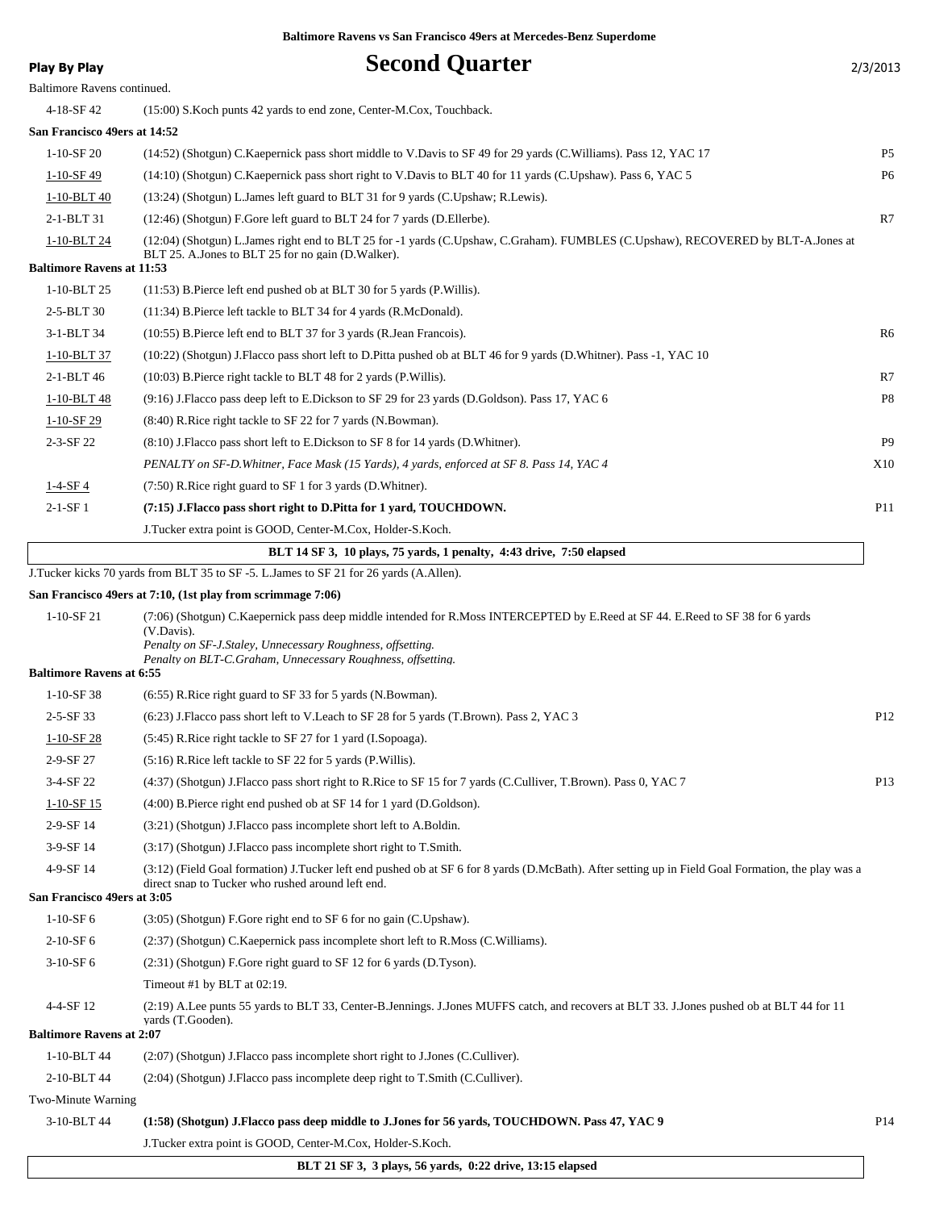Baltimore Ravens vs San Francisco 49ers at Mercedes-Benz Superdome

**Play By Play** 

# Second Quarter

2/3/2013

Baltimore Ravens continued.

| Down | Play | |
|---|---|---|
| 4-18-SF 42 | (15:00) S.Koch punts 42 yards to end zone, Center-M.Cox, Touchback. | |
| **San Francisco 49ers at 14:52** | | |
| 1-10-SF 20 | (14:52) (Shotgun) C.Kaepernick pass short middle to V.Davis to SF 49 for 29 yards (C.Williams). Pass 12, YAC 17 | P5 |
| 1-10-SF 49 | (14:10) (Shotgun) C.Kaepernick pass short right to V.Davis to BLT 40 for 11 yards (C.Upshaw). Pass 6, YAC 5 | P6 |
| 1-10-BLT 40 | (13:24) (Shotgun) L.James left guard to BLT 31 for 9 yards (C.Upshaw; R.Lewis). | |
| 2-1-BLT 31 | (12:46) (Shotgun) F.Gore left guard to BLT 24 for 7 yards (D.Ellerbe). | R7 |
| 1-10-BLT 24 | (12:04) (Shotgun) L.James right end to BLT 25 for -1 yards (C.Upshaw, C.Graham). FUMBLES (C.Upshaw), RECOVERED by BLT-A.Jones at BLT 25. A.Jones to BLT 25 for no gain (D.Walker). | |
| **Baltimore Ravens at 11:53** | | |
| 1-10-BLT 25 | (11:53) B.Pierce left end pushed ob at BLT 30 for 5 yards (P.Willis). | |
| 2-5-BLT 30 | (11:34) B.Pierce left tackle to BLT 34 for 4 yards (R.McDonald). | |
| 3-1-BLT 34 | (10:55) B.Pierce left end to BLT 37 for 3 yards (R.Jean Francois). | R6 |
| 1-10-BLT 37 | (10:22) (Shotgun) J.Flacco pass short left to D.Pitta pushed ob at BLT 46 for 9 yards (D.Whitner). Pass -1, YAC 10 | |
| 2-1-BLT 46 | (10:03) B.Pierce right tackle to BLT 48 for 2 yards (P.Willis). | R7 |
| 1-10-BLT 48 | (9:16) J.Flacco pass deep left to E.Dickson to SF 29 for 23 yards (D.Goldson). Pass 17, YAC 6 | P8 |
| 1-10-SF 29 | (8:40) R.Rice right tackle to SF 22 for 7 yards (N.Bowman). | |
| 2-3-SF 22 | (8:10) J.Flacco pass short left to E.Dickson to SF 8 for 14 yards (D.Whitner). | P9 |
| | *PENALTY on SF-D.Whitner, Face Mask (15 Yards), 4 yards, enforced at SF 8. Pass 14, YAC 4* | X10 |
| 1-4-SF 4 | (7:50) R.Rice right guard to SF 1 for 3 yards (D.Whitner). | |
| 2-1-SF 1 | **(7:15) J.Flacco pass short right to D.Pitta for 1 yard, TOUCHDOWN.** | P11 |
| | J.Tucker extra point is GOOD, Center-M.Cox, Holder-S.Koch. | |
| | **BLT 14 SF 3, 10 plays, 75 yards, 1 penalty, 4:43 drive, 7:50 elapsed** | |

J.Tucker kicks 70 yards from BLT 35 to SF -5. L.James to SF 21 for 26 yards (A.Allen).

| Down | Play | |
|---|---|---|
| **San Francisco 49ers at 7:10, (1st play from scrimmage 7:06)** | | |
| 1-10-SF 21 | (7:06) (Shotgun) C.Kaepernick pass deep middle intended for R.Moss INTERCEPTED by E.Reed at SF 44. E.Reed to SF 38 for 6 yards (V.Davis). *Penalty on SF-J.Staley, Unnecessary Roughness, offsetting.* *Penalty on BLT-C.Graham, Unnecessary Roughness, offsetting.* | |
| **Baltimore Ravens at 6:55** | | |
| 1-10-SF 38 | (6:55) R.Rice right guard to SF 33 for 5 yards (N.Bowman). | |
| 2-5-SF 33 | (6:23) J.Flacco pass short left to V.Leach to SF 28 for 5 yards (T.Brown). Pass 2, YAC 3 | P12 |
| 1-10-SF 28 | (5:45) R.Rice right tackle to SF 27 for 1 yard (I.Sopoaga). | |
| 2-9-SF 27 | (5:16) R.Rice left tackle to SF 22 for 5 yards (P.Willis). | |
| 3-4-SF 22 | (4:37) (Shotgun) J.Flacco pass short right to R.Rice to SF 15 for 7 yards (C.Culliver, T.Brown). Pass 0, YAC 7 | P13 |
| 1-10-SF 15 | (4:00) B.Pierce right end pushed ob at SF 14 for 1 yard (D.Goldson). | |
| 2-9-SF 14 | (3:21) (Shotgun) J.Flacco pass incomplete short left to A.Boldin. | |
| 3-9-SF 14 | (3:17) (Shotgun) J.Flacco pass incomplete short right to T.Smith. | |
| 4-9-SF 14 | (3:12) (Field Goal formation) J.Tucker left end pushed ob at SF 6 for 8 yards (D.McBath). After setting up in Field Goal Formation, the play was a direct snap to Tucker who rushed around left end. | |
| **San Francisco 49ers at 3:05** | | |
| 1-10-SF 6 | (3:05) (Shotgun) F.Gore right end to SF 6 for no gain (C.Upshaw). | |
| 2-10-SF 6 | (2:37) (Shotgun) C.Kaepernick pass incomplete short left to R.Moss (C.Williams). | |
| 3-10-SF 6 | (2:31) (Shotgun) F.Gore right guard to SF 12 for 6 yards (D.Tyson). | |
| | Timeout #1 by BLT at 02:19. | |
| 4-4-SF 12 | (2:19) A.Lee punts 55 yards to BLT 33, Center-B.Jennings. J.Jones MUFFS catch, and recovers at BLT 33. J.Jones pushed ob at BLT 44 for 11 yards (T.Gooden). | |
| **Baltimore Ravens at 2:07** | | |
| 1-10-BLT 44 | (2:07) (Shotgun) J.Flacco pass incomplete short right to J.Jones (C.Culliver). | |
| 2-10-BLT 44 | (2:04) (Shotgun) J.Flacco pass incomplete deep right to T.Smith (C.Culliver). | |
| Two-Minute Warning | | |
| 3-10-BLT 44 | **(1:58) (Shotgun) J.Flacco pass deep middle to J.Jones for 56 yards, TOUCHDOWN. Pass 47, YAC 9** | P14 |
| | J.Tucker extra point is GOOD, Center-M.Cox, Holder-S.Koch. | |
| | **BLT 21 SF 3, 3 plays, 56 yards, 0:22 drive, 13:15 elapsed** | |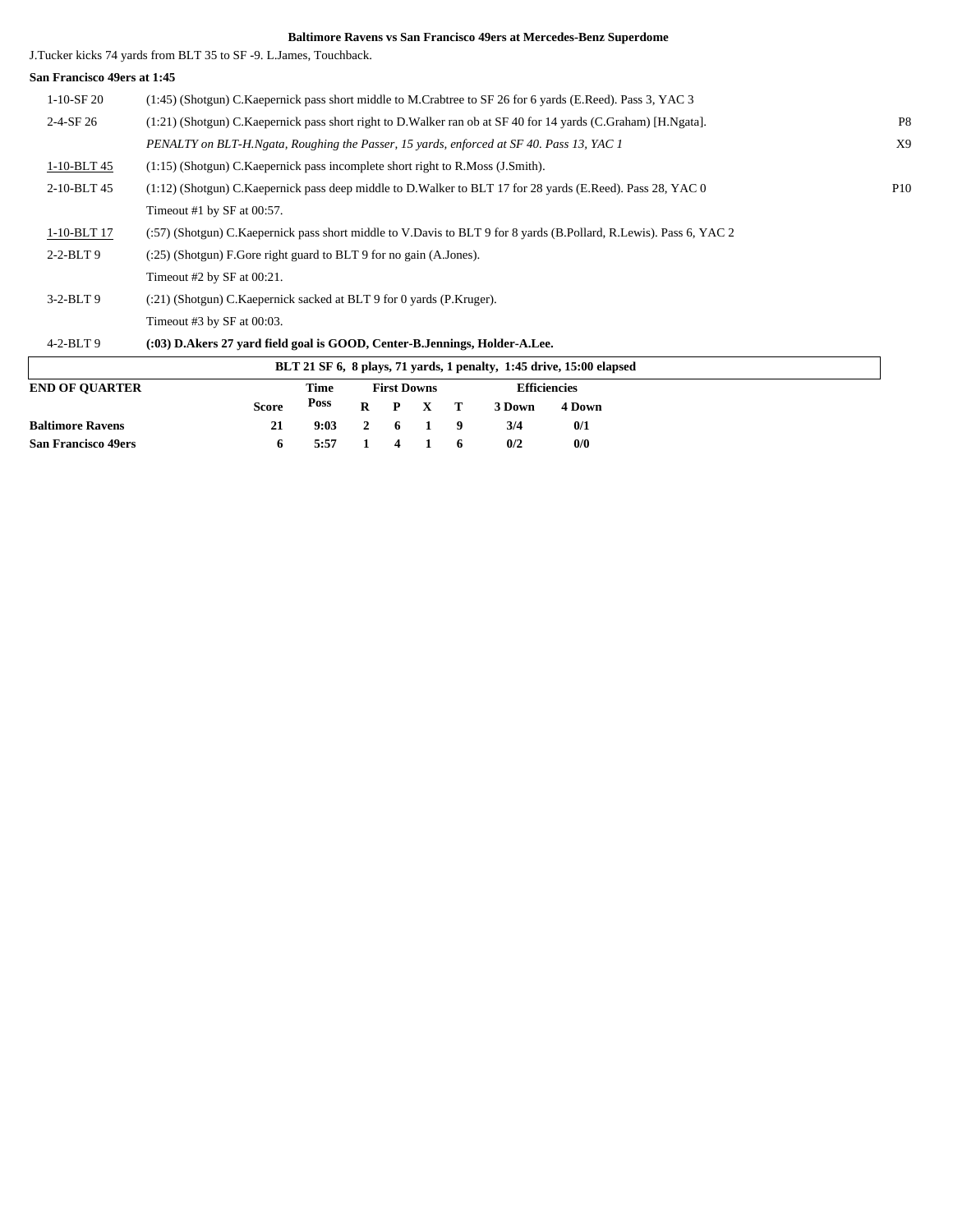**Baltimore Ravens vs San Francisco 49ers at Mercedes-Benz Superdome**

J.Tucker kicks 74 yards from BLT 35 to SF -9. L.James, Touchback.

**San Francisco 49ers at 1:45**

| Down | Play | |
|---|---|---|
| 1-10-SF 20 | (1:45) (Shotgun) C.Kaepernick pass short middle to M.Crabtree to SF 26 for 6 yards (E.Reed). Pass 3, YAC 3 | |
| 2-4-SF 26 | (1:21) (Shotgun) C.Kaepernick pass short right to D.Walker ran ob at SF 40 for 14 yards (C.Graham) [H.Ngata]. | P8 |
| | *PENALTY on BLT-H.Ngata, Roughing the Passer, 15 yards, enforced at SF 40. Pass 13, YAC 1* | X9 |
| 1-10-BLT 45 | (1:15) (Shotgun) C.Kaepernick pass incomplete short right to R.Moss (J.Smith). | |
| 2-10-BLT 45 | (1:12) (Shotgun) C.Kaepernick pass deep middle to D.Walker to BLT 17 for 28 yards (E.Reed). Pass 28, YAC 0 | P10 |
| | Timeout #1 by SF at 00:57. | |
| 1-10-BLT 17 | (:57) (Shotgun) C.Kaepernick pass short middle to V.Davis to BLT 9 for 8 yards (B.Pollard, R.Lewis). Pass 6, YAC 2 | |
| 2-2-BLT 9 | (:25) (Shotgun) F.Gore right guard to BLT 9 for no gain (A.Jones). | |
| | Timeout #2 by SF at 00:21. | |
| 3-2-BLT 9 | (:21) (Shotgun) C.Kaepernick sacked at BLT 9 for 0 yards (P.Kruger). | |
| | Timeout #3 by SF at 00:03. | |
| 4-2-BLT 9 | **(:03) D.Akers 27 yard field goal is GOOD, Center-B.Jennings, Holder-A.Lee.** | |

**BLT 21 SF 6, 8 plays, 71 yards, 1 penalty, 1:45 drive, 15:00 elapsed**

| END OF QUARTER | Score | Time Poss | First Downs R | P | X | T | Efficiencies 3 Down | 4 Down |
|---|---|---|---|---|---|---|---|---|
| **Baltimore Ravens** | 21 | 9:03 | 2 | 6 | 1 | 9 | 3/4 | 0/1 |
| **San Francisco 49ers** | 6 | 5:57 | 1 | 4 | 1 | 6 | 0/2 | 0/0 |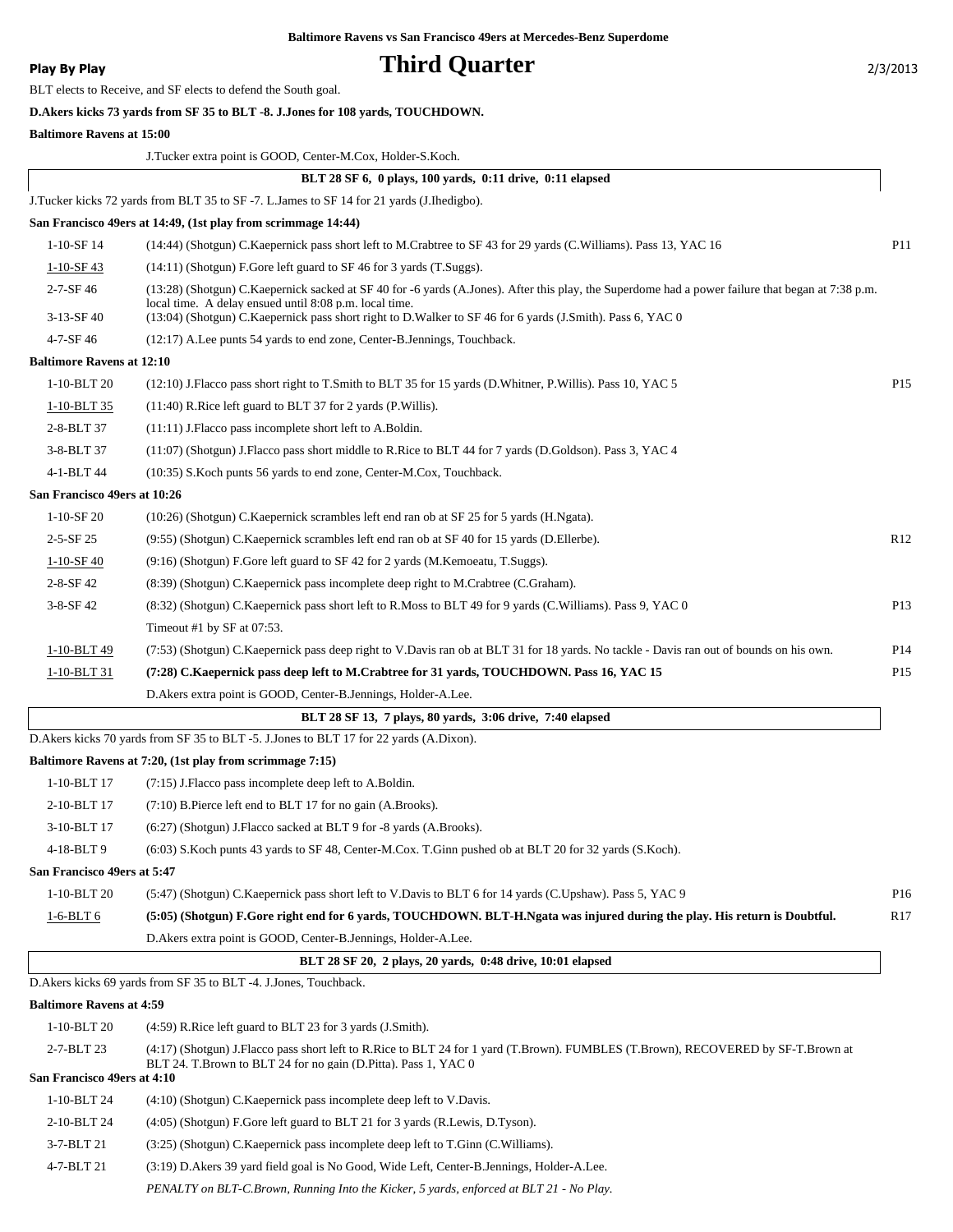**Baltimore Ravens vs San Francisco 49ers at Mercedes-Benz Superdome**

**Play By Play**

# Third Quarter

2/3/2013

BLT elects to Receive, and SF elects to defend the South goal.

**D.Akers kicks 73 yards from SF 35 to BLT -8. J.Jones for 108 yards, TOUCHDOWN.**

**Baltimore Ravens at 15:00**

J.Tucker extra point is GOOD, Center-M.Cox, Holder-S.Koch.

**BLT 28 SF 6, 0 plays, 100 yards, 0:11 drive, 0:11 elapsed**

J.Tucker kicks 72 yards from BLT 35 to SF -7. L.James to SF 14 for 21 yards (J.Ihedigbo).

**San Francisco 49ers at 14:49, (1st play from scrimmage 14:44)**

| | | |
|---|---|---|
| 1-10-SF 14 | (14:44) (Shotgun) C.Kaepernick pass short left to M.Crabtree to SF 43 for 29 yards (C.Williams). Pass 13, YAC 16 | P11 |
| 1-10-SF 43 | (14:11) (Shotgun) F.Gore left guard to SF 46 for 3 yards (T.Suggs). | |
| 2-7-SF 46 | (13:28) (Shotgun) C.Kaepernick sacked at SF 40 for -6 yards (A.Jones). After this play, the Superdome had a power failure that began at 7:38 p.m. local time. A delay ensued until 8:08 p.m. local time. | |
| 3-13-SF 40 | (13:04) (Shotgun) C.Kaepernick pass short right to D.Walker to SF 46 for 6 yards (J.Smith). Pass 6, YAC 0 | |
| 4-7-SF 46 | (12:17) A.Lee punts 54 yards to end zone, Center-B.Jennings, Touchback. | |

**Baltimore Ravens at 12:10**

| | | |
|---|---|---|
| 1-10-BLT 20 | (12:10) J.Flacco pass short right to T.Smith to BLT 35 for 15 yards (D.Whitner, P.Willis). Pass 10, YAC 5 | P15 |
| 1-10-BLT 35 | (11:40) R.Rice left guard to BLT 37 for 2 yards (P.Willis). | |
| 2-8-BLT 37 | (11:11) J.Flacco pass incomplete short left to A.Boldin. | |
| 3-8-BLT 37 | (11:07) (Shotgun) J.Flacco pass short middle to R.Rice to BLT 44 for 7 yards (D.Goldson). Pass 3, YAC 4 | |
| 4-1-BLT 44 | (10:35) S.Koch punts 56 yards to end zone, Center-M.Cox, Touchback. | |

**San Francisco 49ers at 10:26**

| | | |
|---|---|---|
| 1-10-SF 20 | (10:26) (Shotgun) C.Kaepernick scrambles left end ran ob at SF 25 for 5 yards (H.Ngata). | |
| 2-5-SF 25 | (9:55) (Shotgun) C.Kaepernick scrambles left end ran ob at SF 40 for 15 yards (D.Ellerbe). | R12 |
| 1-10-SF 40 | (9:16) (Shotgun) F.Gore left guard to SF 42 for 2 yards (M.Kemoeatu, T.Suggs). | |
| 2-8-SF 42 | (8:39) (Shotgun) C.Kaepernick pass incomplete deep right to M.Crabtree (C.Graham). | |
| 3-8-SF 42 | (8:32) (Shotgun) C.Kaepernick pass short left to R.Moss to BLT 49 for 9 yards (C.Williams). Pass 9, YAC 0 | P13 |
| | Timeout #1 by SF at 07:53. | |
| 1-10-BLT 49 | (7:53) (Shotgun) C.Kaepernick pass deep right to V.Davis ran ob at BLT 31 for 18 yards. No tackle - Davis ran out of bounds on his own. | P14 |
| 1-10-BLT 31 | **(7:28) C.Kaepernick pass deep left to M.Crabtree for 31 yards, TOUCHDOWN. Pass 16, YAC 15** | P15 |
| | D.Akers extra point is GOOD, Center-B.Jennings, Holder-A.Lee. | |

**BLT 28 SF 13, 7 plays, 80 yards, 3:06 drive, 7:40 elapsed**

D.Akers kicks 70 yards from SF 35 to BLT -5. J.Jones to BLT 17 for 22 yards (A.Dixon).

**Baltimore Ravens at 7:20, (1st play from scrimmage 7:15)**

| | | |
|---|---|---|
| 1-10-BLT 17 | (7:15) J.Flacco pass incomplete deep left to A.Boldin. | |
| 2-10-BLT 17 | (7:10) B.Pierce left end to BLT 17 for no gain (A.Brooks). | |
| 3-10-BLT 17 | (6:27) (Shotgun) J.Flacco sacked at BLT 9 for -8 yards (A.Brooks). | |
| 4-18-BLT 9 | (6:03) S.Koch punts 43 yards to SF 48, Center-M.Cox. T.Ginn pushed ob at BLT 20 for 32 yards (S.Koch). | |

**San Francisco 49ers at 5:47**

| | | |
|---|---|---|
| 1-10-BLT 20 | (5:47) (Shotgun) C.Kaepernick pass short left to V.Davis to BLT 6 for 14 yards (C.Upshaw). Pass 5, YAC 9 | P16 |
| 1-6-BLT 6 | **(5:05) (Shotgun) F.Gore right end for 6 yards, TOUCHDOWN. BLT-H.Ngata was injured during the play. His return is Doubtful.** | R17 |
| | D.Akers extra point is GOOD, Center-B.Jennings, Holder-A.Lee. | |

**BLT 28 SF 20, 2 plays, 20 yards, 0:48 drive, 10:01 elapsed**

D.Akers kicks 69 yards from SF 35 to BLT -4. J.Jones, Touchback.

**Baltimore Ravens at 4:59**

| | | |
|---|---|---|
| 1-10-BLT 20 | (4:59) R.Rice left guard to BLT 23 for 3 yards (J.Smith). | |
| 2-7-BLT 23 | (4:17) (Shotgun) J.Flacco pass short left to R.Rice to BLT 24 for 1 yard (T.Brown). FUMBLES (T.Brown), RECOVERED by SF-T.Brown at BLT 24. T.Brown to BLT 24 for no gain (D.Pitta). Pass 1, YAC 0 | |

**San Francisco 49ers at 4:10**

| | | |
|---|---|---|
| 1-10-BLT 24 | (4:10) (Shotgun) C.Kaepernick pass incomplete deep left to V.Davis. | |
| 2-10-BLT 24 | (4:05) (Shotgun) F.Gore left guard to BLT 21 for 3 yards (R.Lewis, D.Tyson). | |
| 3-7-BLT 21 | (3:25) (Shotgun) C.Kaepernick pass incomplete deep left to T.Ginn (C.Williams). | |
| 4-7-BLT 21 | (3:19) D.Akers 39 yard field goal is No Good, Wide Left, Center-B.Jennings, Holder-A.Lee. | |
| | *PENALTY on BLT-C.Brown, Running Into the Kicker, 5 yards, enforced at BLT 21 - No Play.* | |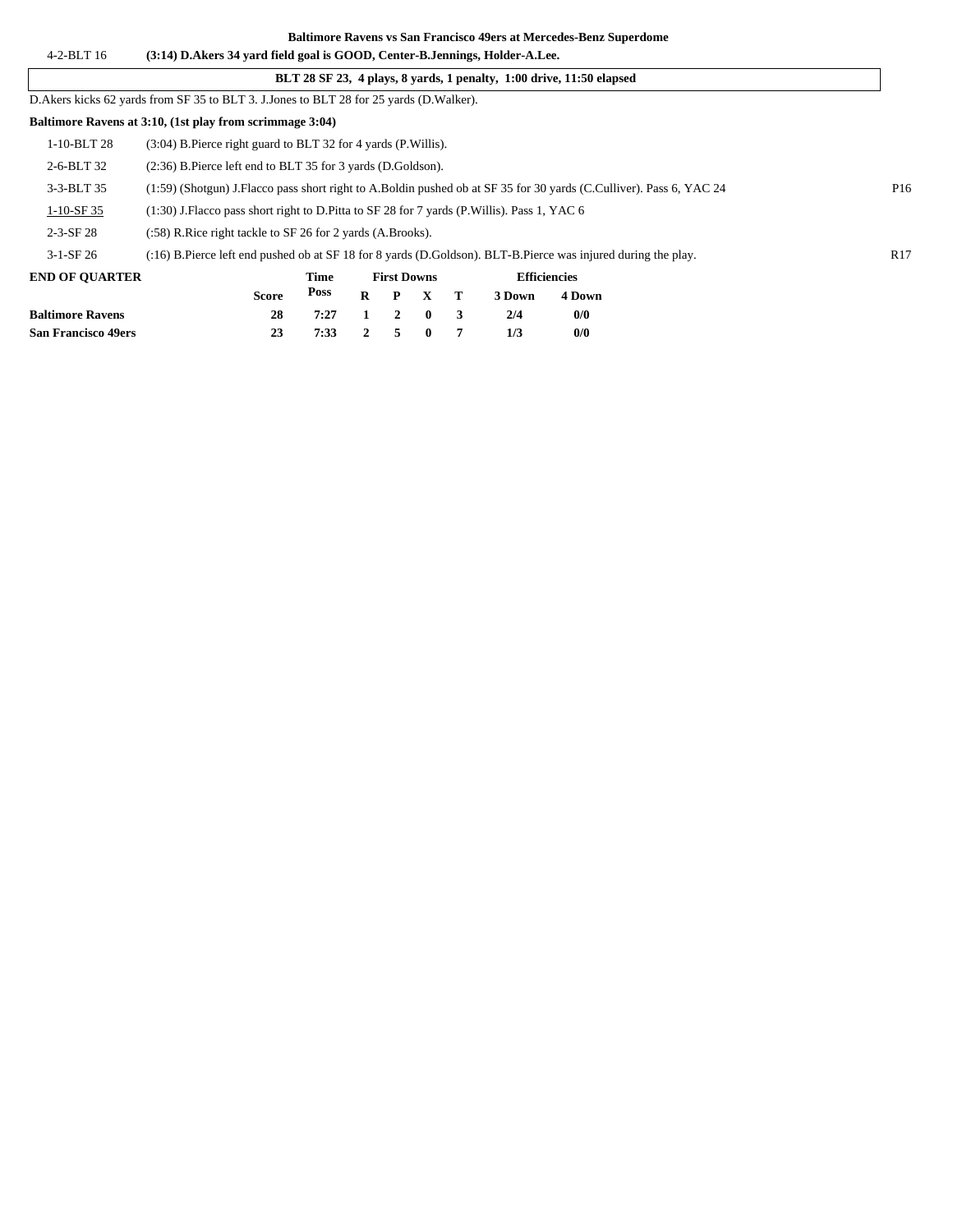**Baltimore Ravens vs San Francisco 49ers at Mercedes-Benz Superdome**

| | | |
|---|---|---|
| 4-2-BLT 16 | **(3:14) D.Akers 34 yard field goal is GOOD, Center-B.Jennings, Holder-A.Lee.** | |

**BLT 28 SF 23, 4 plays, 8 yards, 1 penalty, 1:00 drive, 11:50 elapsed**

D.Akers kicks 62 yards from SF 35 to BLT 3. J.Jones to BLT 28 for 25 yards (D.Walker).

**Baltimore Ravens at 3:10, (1st play from scrimmage 3:04)**

| | | |
|---|---|---|
| 1-10-BLT 28 | (3:04) B.Pierce right guard to BLT 32 for 4 yards (P.Willis). | |
| 2-6-BLT 32 | (2:36) B.Pierce left end to BLT 35 for 3 yards (D.Goldson). | |
| 3-3-BLT 35 | (1:59) (Shotgun) J.Flacco pass short right to A.Boldin pushed ob at SF 35 for 30 yards (C.Culliver). Pass 6, YAC 24 | P16 |
| 1-10-SF 35 | (1:30) J.Flacco pass short right to D.Pitta to SF 28 for 7 yards (P.Willis). Pass 1, YAC 6 | |
| 2-3-SF 28 | (:58) R.Rice right tackle to SF 26 for 2 yards (A.Brooks). | |
| 3-1-SF 26 | (:16) B.Pierce left end pushed ob at SF 18 for 8 yards (D.Goldson). BLT-B.Pierce was injured during the play. | R17 |

| END OF QUARTER | Score | Time Poss | First Downs R | P | X | T | Efficiencies 3 Down | 4 Down |
|---|---|---|---|---|---|---|---|---|
| **Baltimore Ravens** | 28 | 7:27 | 1 | 2 | 0 | 3 | 2/4 | 0/0 |
| **San Francisco 49ers** | 23 | 7:33 | 2 | 5 | 0 | 7 | 1/3 | 0/0 |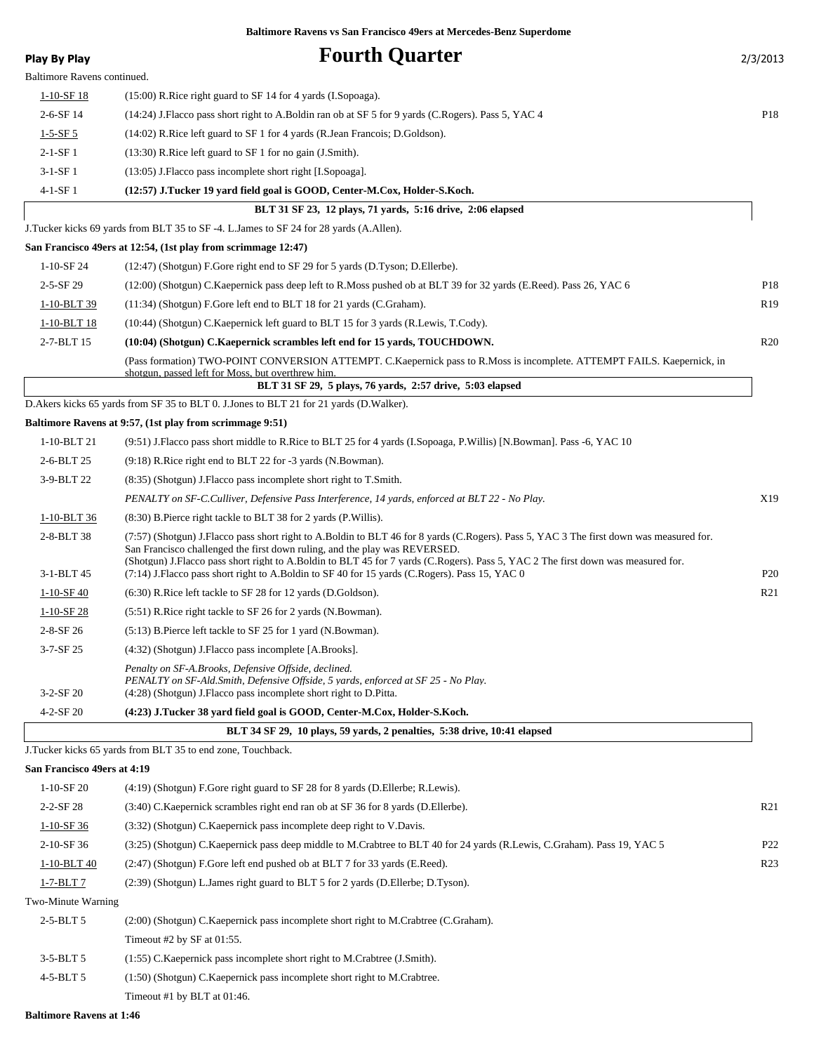Baltimore Ravens vs San Francisco 49ers at Mercedes-Benz Superdome

**Play By Play** 

# Fourth Quarter

2/3/2013

Baltimore Ravens continued.

| Down | Play | |
|---|---|---|
| 1-10-SF 18 | (15:00) R.Rice right guard to SF 14 for 4 yards (I.Sopoaga). | |
| 2-6-SF 14 | (14:24) J.Flacco pass short right to A.Boldin ran ob at SF 5 for 9 yards (C.Rogers). Pass 5, YAC 4 | P18 |
| 1-5-SF 5 | (14:02) R.Rice left guard to SF 1 for 4 yards (R.Jean Francois; D.Goldson). | |
| 2-1-SF 1 | (13:30) R.Rice left guard to SF 1 for no gain (J.Smith). | |
| 3-1-SF 1 | (13:05) J.Flacco pass incomplete short right [I.Sopoaga]. | |
| 4-1-SF 1 | **(12:57) J.Tucker 19 yard field goal is GOOD, Center-M.Cox, Holder-S.Koch.** | |
| | **BLT 31 SF 23, 12 plays, 71 yards, 5:16 drive, 2:06 elapsed** | |

J.Tucker kicks 69 yards from BLT 35 to SF -4. L.James to SF 24 for 28 yards (A.Allen).

**San Francisco 49ers at 12:54, (1st play from scrimmage 12:47)**

| Down | Play | |
|---|---|---|
| 1-10-SF 24 | (12:47) (Shotgun) F.Gore right end to SF 29 for 5 yards (D.Tyson; D.Ellerbe). | |
| 2-5-SF 29 | (12:00) (Shotgun) C.Kaepernick pass deep left to R.Moss pushed ob at BLT 39 for 32 yards (E.Reed). Pass 26, YAC 6 | P18 |
| 1-10-BLT 39 | (11:34) (Shotgun) F.Gore left end to BLT 18 for 21 yards (C.Graham). | R19 |
| 1-10-BLT 18 | (10:44) (Shotgun) C.Kaepernick left guard to BLT 15 for 3 yards (R.Lewis, T.Cody). | |
| 2-7-BLT 15 | **(10:04) (Shotgun) C.Kaepernick scrambles left end for 15 yards, TOUCHDOWN.** | R20 |
| | (Pass formation) TWO-POINT CONVERSION ATTEMPT. C.Kaepernick pass to R.Moss is incomplete. ATTEMPT FAILS. Kaepernick, in shotgun, passed left for Moss, but overthrew him. | |
| | **BLT 31 SF 29, 5 plays, 76 yards, 2:57 drive, 5:03 elapsed** | |

D.Akers kicks 65 yards from SF 35 to BLT 0. J.Jones to BLT 21 for 21 yards (D.Walker).

**Baltimore Ravens at 9:57, (1st play from scrimmage 9:51)**

| Down | Play | |
|---|---|---|
| 1-10-BLT 21 | (9:51) J.Flacco pass short middle to R.Rice to BLT 25 for 4 yards (I.Sopoaga, P.Willis) [N.Bowman]. Pass -6, YAC 10 | |
| 2-6-BLT 25 | (9:18) R.Rice right end to BLT 22 for -3 yards (N.Bowman). | |
| 3-9-BLT 22 | (8:35) (Shotgun) J.Flacco pass incomplete short right to T.Smith. | |
| | *PENALTY on SF-C.Culliver, Defensive Pass Interference, 14 yards, enforced at BLT 22 - No Play.* | X19 |
| 1-10-BLT 36 | (8:30) B.Pierce right tackle to BLT 38 for 2 yards (P.Willis). | |
| 2-8-BLT 38 | (7:57) (Shotgun) J.Flacco pass short right to A.Boldin to BLT 46 for 8 yards (C.Rogers). Pass 5, YAC 3 The first down was measured for. San Francisco challenged the first down ruling, and the play was REVERSED. (Shotgun) J.Flacco pass short right to A.Boldin to BLT 45 for 7 yards (C.Rogers). Pass 5, YAC 2 The first down was measured for. | |
| 3-1-BLT 45 | (7:14) J.Flacco pass short right to A.Boldin to SF 40 for 15 yards (C.Rogers). Pass 15, YAC 0 | P20 |
| 1-10-SF 40 | (6:30) R.Rice left tackle to SF 28 for 12 yards (D.Goldson). | R21 |
| 1-10-SF 28 | (5:51) R.Rice right tackle to SF 26 for 2 yards (N.Bowman). | |
| 2-8-SF 26 | (5:13) B.Pierce left tackle to SF 25 for 1 yard (N.Bowman). | |
| 3-7-SF 25 | (4:32) (Shotgun) J.Flacco pass incomplete [A.Brooks]. | |
| | *Penalty on SF-A.Brooks, Defensive Offside, declined.* *PENALTY on SF-Ald.Smith, Defensive Offside, 5 yards, enforced at SF 25 - No Play.* | |
| 3-2-SF 20 | (4:28) (Shotgun) J.Flacco pass incomplete short right to D.Pitta. | |
| 4-2-SF 20 | **(4:23) J.Tucker 38 yard field goal is GOOD, Center-M.Cox, Holder-S.Koch.** | |
| | **BLT 34 SF 29, 10 plays, 59 yards, 2 penalties, 5:38 drive, 10:41 elapsed** | |

J.Tucker kicks 65 yards from BLT 35 to end zone, Touchback.

**San Francisco 49ers at 4:19**

| Down | Play | |
|---|---|---|
| 1-10-SF 20 | (4:19) (Shotgun) F.Gore right guard to SF 28 for 8 yards (D.Ellerbe; R.Lewis). | |
| 2-2-SF 28 | (3:40) C.Kaepernick scrambles right end ran ob at SF 36 for 8 yards (D.Ellerbe). | R21 |
| 1-10-SF 36 | (3:32) (Shotgun) C.Kaepernick pass incomplete deep right to V.Davis. | |
| 2-10-SF 36 | (3:25) (Shotgun) C.Kaepernick pass deep middle to M.Crabtree to BLT 40 for 24 yards (R.Lewis, C.Graham). Pass 19, YAC 5 | P22 |
| 1-10-BLT 40 | (2:47) (Shotgun) F.Gore left end pushed ob at BLT 7 for 33 yards (E.Reed). | R23 |
| 1-7-BLT 7 | (2:39) (Shotgun) L.James right guard to BLT 5 for 2 yards (D.Ellerbe; D.Tyson). | |
| Two-Minute Warning | | |
| 2-5-BLT 5 | (2:00) (Shotgun) C.Kaepernick pass incomplete short right to M.Crabtree (C.Graham). | |
| | Timeout #2 by SF at 01:55. | |
| 3-5-BLT 5 | (1:55) C.Kaepernick pass incomplete short right to M.Crabtree (J.Smith). | |
| 4-5-BLT 5 | (1:50) (Shotgun) C.Kaepernick pass incomplete short right to M.Crabtree. | |
| | Timeout #1 by BLT at 01:46. | |

**Baltimore Ravens at 1:46**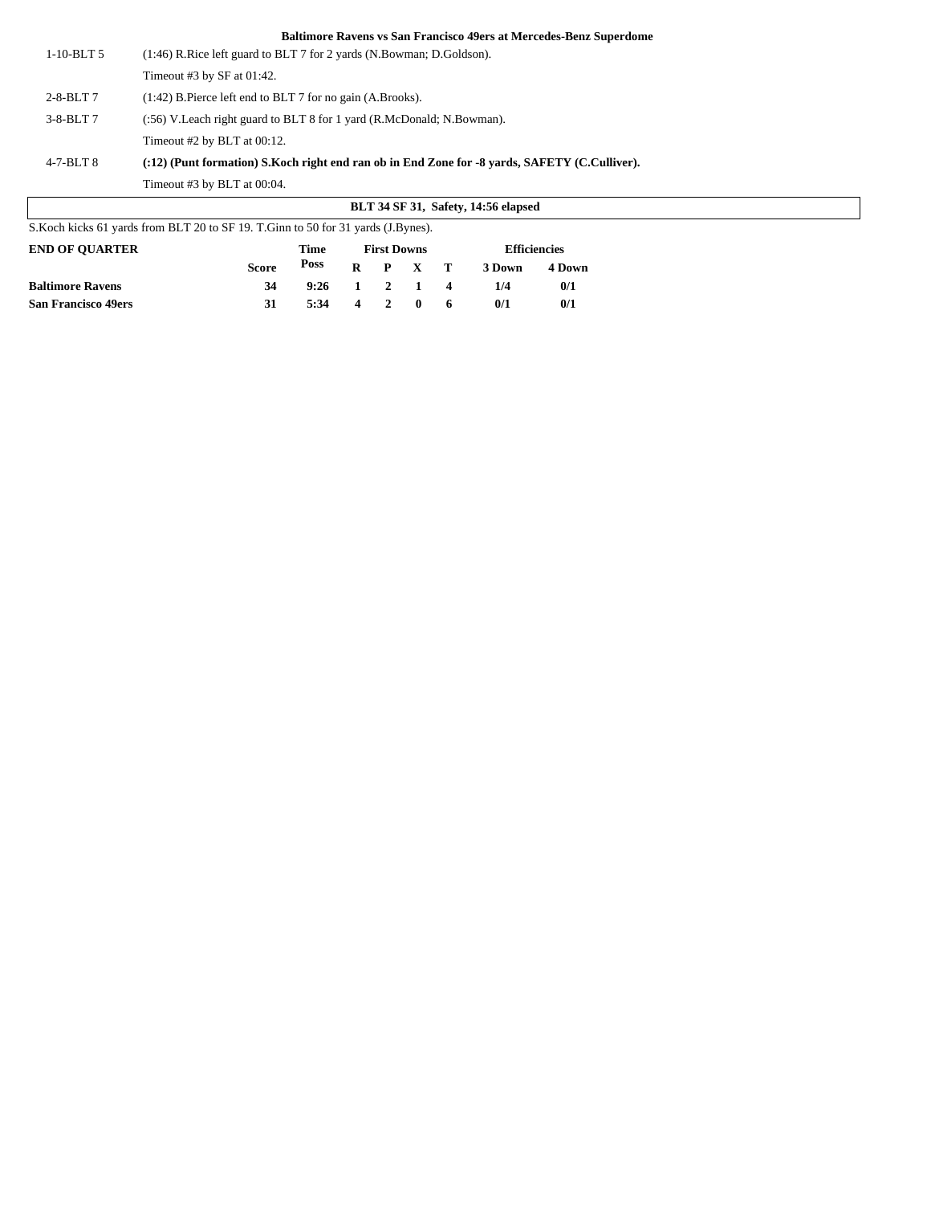**Baltimore Ravens vs San Francisco 49ers at Mercedes-Benz Superdome**

| | |
|---|---|
| 1-10-BLT 5 | (1:46) R.Rice left guard to BLT 7 for 2 yards (N.Bowman; D.Goldson). |
| | Timeout #3 by SF at 01:42. |
| 2-8-BLT 7 | (1:42) B.Pierce left end to BLT 7 for no gain (A.Brooks). |
| 3-8-BLT 7 | (:56) V.Leach right guard to BLT 8 for 1 yard (R.McDonald; N.Bowman). |
| | Timeout #2 by BLT at 00:12. |
| 4-7-BLT 8 | **(:12) (Punt formation) S.Koch right end ran ob in End Zone for -8 yards, SAFETY (C.Culliver).** |
| | Timeout #3 by BLT at 00:04. |

**BLT 34 SF 31, Safety, 14:56 elapsed**

S.Koch kicks 61 yards from BLT 20 to SF 19. T.Ginn to 50 for 31 yards (J.Bynes).

| END OF QUARTER | Score | Time Poss | First Downs R | P | X | T | Efficiencies 3 Down | 4 Down |
|---|---|---|---|---|---|---|---|---|
| **Baltimore Ravens** | **34** | **9:26** | **1** | **2** | **1** | **4** | **1/4** | **0/1** |
| **San Francisco 49ers** | **31** | **5:34** | **4** | **2** | **0** | **6** | **0/1** | **0/1** |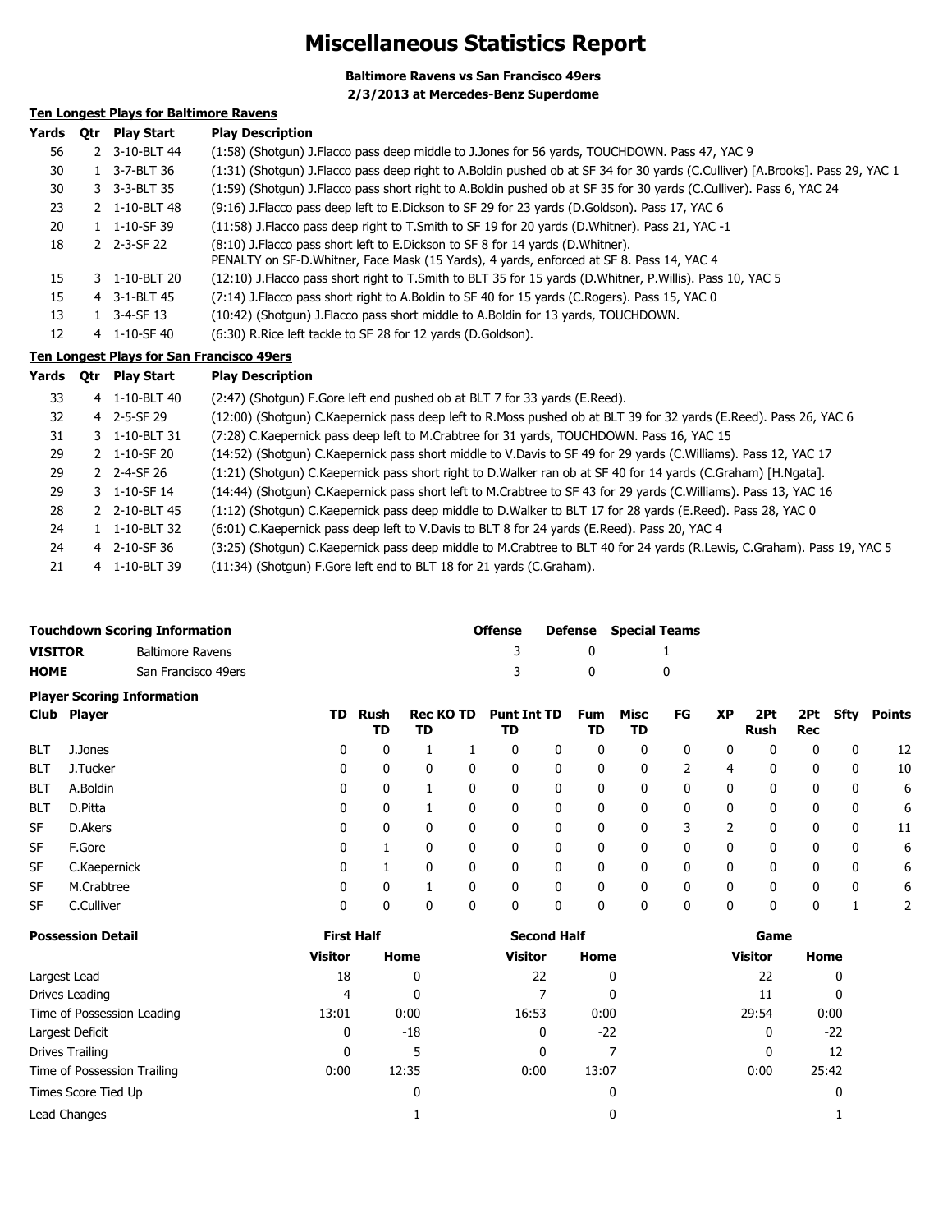# Miscellaneous Statistics Report

**Baltimore Ravens vs San Francisco 49ers**
**2/3/2013 at Mercedes-Benz Superdome**

### Ten Longest Plays for Baltimore Ravens

| Yards | Qtr | Play Start | Play Description |
|---|---|---|---|
| 56 | 2 | 3-10-BLT 44 | (1:58) (Shotgun) J.Flacco pass deep middle to J.Jones for 56 yards, TOUCHDOWN. Pass 47, YAC 9 |
| 30 | 1 | 3-7-BLT 36 | (1:31) (Shotgun) J.Flacco pass deep right to A.Boldin pushed ob at SF 34 for 30 yards (C.Culliver) [A.Brooks]. Pass 29, YAC 1 |
| 30 | 3 | 3-3-BLT 35 | (1:59) (Shotgun) J.Flacco pass short right to A.Boldin pushed ob at SF 35 for 30 yards (C.Culliver). Pass 6, YAC 24 |
| 23 | 2 | 1-10-BLT 48 | (9:16) J.Flacco pass deep left to E.Dickson to SF 29 for 23 yards (D.Goldson). Pass 17, YAC 6 |
| 20 | 1 | 1-10-SF 39 | (11:58) J.Flacco pass deep right to T.Smith to SF 19 for 20 yards (D.Whitner). Pass 21, YAC -1 |
| 18 | 2 | 2-3-SF 22 | (8:10) J.Flacco pass short left to E.Dickson to SF 8 for 14 yards (D.Whitner). PENALTY on SF-D.Whitner, Face Mask (15 Yards), 4 yards, enforced at SF 8. Pass 14, YAC 4 |
| 15 | 3 | 1-10-BLT 20 | (12:10) J.Flacco pass short right to T.Smith to BLT 35 for 15 yards (D.Whitner, P.Willis). Pass 10, YAC 5 |
| 15 | 4 | 3-1-BLT 45 | (7:14) J.Flacco pass short right to A.Boldin to SF 40 for 15 yards (C.Rogers). Pass 15, YAC 0 |
| 13 | 1 | 3-4-SF 13 | (10:42) (Shotgun) J.Flacco pass short middle to A.Boldin for 13 yards, TOUCHDOWN. |
| 12 | 4 | 1-10-SF 40 | (6:30) R.Rice left tackle to SF 28 for 12 yards (D.Goldson). |

### Ten Longest Plays for San Francisco 49ers

| Yards | Qtr | Play Start | Play Description |
|---|---|---|---|
| 33 | 4 | 1-10-BLT 40 | (2:47) (Shotgun) F.Gore left end pushed ob at BLT 7 for 33 yards (E.Reed). |
| 32 | 4 | 2-5-SF 29 | (12:00) (Shotgun) C.Kaepernick pass deep left to R.Moss pushed ob at BLT 39 for 32 yards (E.Reed). Pass 26, YAC 6 |
| 31 | 3 | 1-10-BLT 31 | (7:28) C.Kaepernick pass deep left to M.Crabtree for 31 yards, TOUCHDOWN. Pass 16, YAC 15 |
| 29 | 2 | 1-10-SF 20 | (14:52) (Shotgun) C.Kaepernick pass short middle to V.Davis to SF 49 for 29 yards (C.Williams). Pass 12, YAC 17 |
| 29 | 2 | 2-4-SF 26 | (1:21) (Shotgun) C.Kaepernick pass short right to D.Walker ran ob at SF 40 for 14 yards (C.Graham) [H.Ngata]. |
| 29 | 3 | 1-10-SF 14 | (14:44) (Shotgun) C.Kaepernick pass short left to M.Crabtree to SF 43 for 29 yards (C.Williams). Pass 13, YAC 16 |
| 28 | 2 | 2-10-BLT 45 | (1:12) (Shotgun) C.Kaepernick pass deep middle to D.Walker to BLT 17 for 28 yards (E.Reed). Pass 28, YAC 0 |
| 24 | 1 | 1-10-BLT 32 | (6:01) C.Kaepernick pass deep left to V.Davis to BLT 8 for 24 yards (E.Reed). Pass 20, YAC 4 |
| 24 | 4 | 2-10-SF 36 | (3:25) (Shotgun) C.Kaepernick pass deep middle to M.Crabtree to BLT 40 for 24 yards (R.Lewis, C.Graham). Pass 19, YAC 5 |
| 21 | 4 | 1-10-BLT 39 | (11:34) (Shotgun) F.Gore left end to BLT 18 for 21 yards (C.Graham). |

### Touchdown Scoring Information

| | | Offense | Defense | Special Teams |
|---|---|---|---|---|
| **VISITOR** | Baltimore Ravens | 3 | 0 | 1 |
| **HOME** | San Francisco 49ers | 3 | 0 | 0 |

### Player Scoring Information

| Club | Player | TD | Rush TD | Rec TD | KO TD | Punt TD | Int TD | Fum TD | Misc TD | FG | XP | 2Pt Rush | 2Pt Rec | Sfty | Points |
|---|---|---|---|---|---|---|---|---|---|---|---|---|---|---|---|
| BLT | J.Jones | 0 | 0 | 1 | 1 | 0 | 0 | 0 | 0 | 0 | 0 | 0 | 0 | 0 | 12 |
| BLT | J.Tucker | 0 | 0 | 0 | 0 | 0 | 0 | 0 | 0 | 2 | 4 | 0 | 0 | 0 | 10 |
| BLT | A.Boldin | 0 | 0 | 1 | 0 | 0 | 0 | 0 | 0 | 0 | 0 | 0 | 0 | 0 | 6 |
| BLT | D.Pitta | 0 | 0 | 1 | 0 | 0 | 0 | 0 | 0 | 0 | 0 | 0 | 0 | 0 | 6 |
| SF | D.Akers | 0 | 0 | 0 | 0 | 0 | 0 | 0 | 0 | 3 | 2 | 0 | 0 | 0 | 11 |
| SF | F.Gore | 0 | 1 | 0 | 0 | 0 | 0 | 0 | 0 | 0 | 0 | 0 | 0 | 0 | 6 |
| SF | C.Kaepernick | 0 | 1 | 0 | 0 | 0 | 0 | 0 | 0 | 0 | 0 | 0 | 0 | 0 | 6 |
| SF | M.Crabtree | 0 | 0 | 1 | 0 | 0 | 0 | 0 | 0 | 0 | 0 | 0 | 0 | 0 | 6 |
| SF | C.Culliver | 0 | 0 | 0 | 0 | 0 | 0 | 0 | 0 | 0 | 0 | 0 | 0 | 1 | 2 |

### Possession Detail

| | First Half | | Second Half | | Game | |
|---|---|---|---|---|---|---|
| | Visitor | Home | Visitor | Home | Visitor | Home |
| Largest Lead | 18 | 0 | 22 | 0 | 22 | 0 |
| Drives Leading | 4 | 0 | 7 | 0 | 11 | 0 |
| Time of Possession Leading | 13:01 | 0:00 | 16:53 | 0:00 | 29:54 | 0:00 |
| Largest Deficit | 0 | -18 | 0 | -22 | 0 | -22 |
| Drives Trailing | 0 | 5 | 0 | 7 | 0 | 12 |
| Time of Possession Trailing | 0:00 | 12:35 | 0:00 | 13:07 | 0:00 | 25:42 |
| Times Score Tied Up | | 0 | | 0 | | 0 |
| Lead Changes | | 1 | | 0 | | 1 |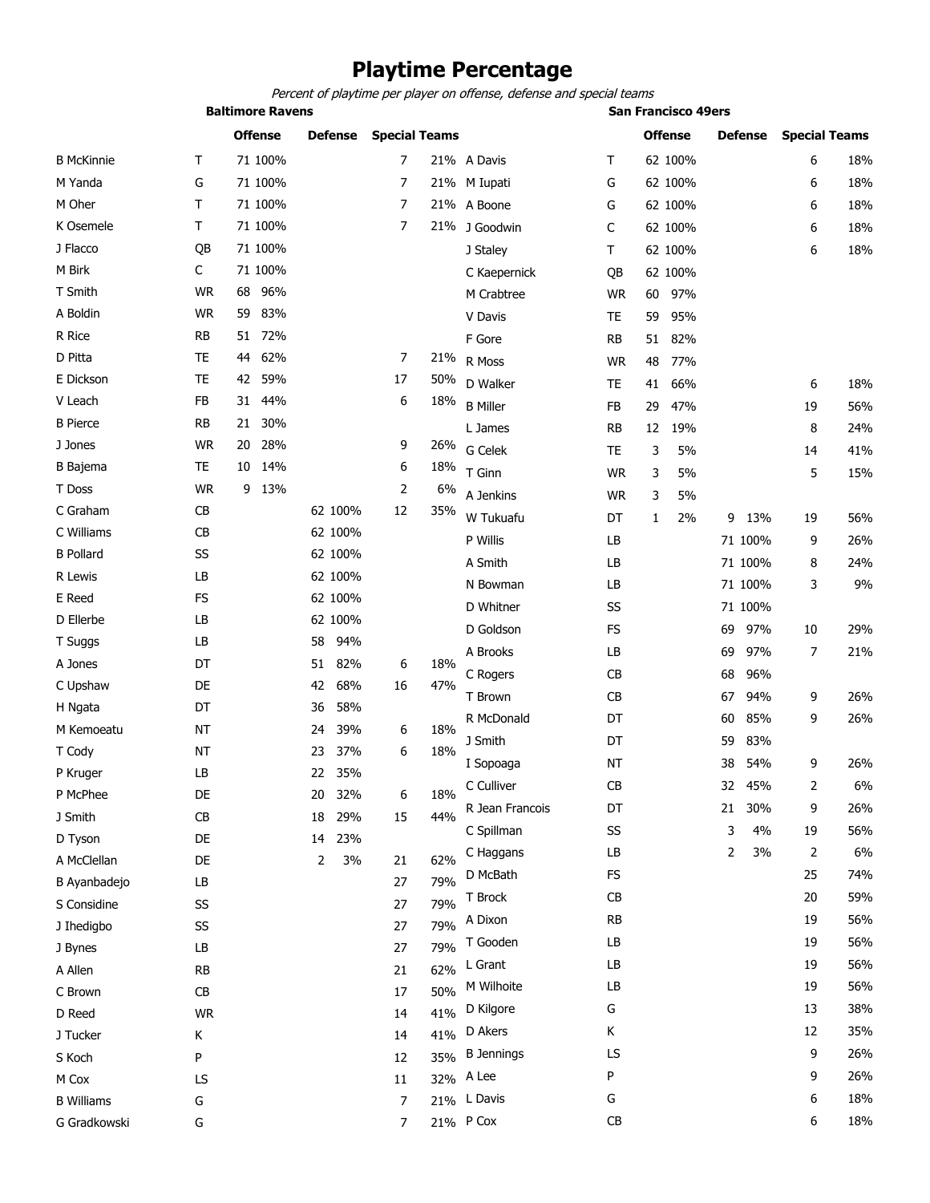# Playtime Percentage

*Percent of playtime per player on offense, defense and special teams*

## Baltimore Ravens

| Player | Pos | Offense | | Defense | | Special Teams | |
|---|---|---|---|---|---|---|---|
| B McKinnie | T | 71 | 100% | | | 7 | 21% |
| M Yanda | G | 71 | 100% | | | 7 | 21% |
| M Oher | T | 71 | 100% | | | 7 | 21% |
| K Osemele | T | 71 | 100% | | | 7 | 21% |
| J Flacco | QB | 71 | 100% | | | | |
| M Birk | C | 71 | 100% | | | | |
| T Smith | WR | 68 | 96% | | | | |
| A Boldin | WR | 59 | 83% | | | | |
| R Rice | RB | 51 | 72% | | | | |
| D Pitta | TE | 44 | 62% | | | 7 | 21% |
| E Dickson | TE | 42 | 59% | | | 17 | 50% |
| V Leach | FB | 31 | 44% | | | 6 | 18% |
| B Pierce | RB | 21 | 30% | | | | |
| J Jones | WR | 20 | 28% | | | 9 | 26% |
| B Bajema | TE | 10 | 14% | | | 6 | 18% |
| T Doss | WR | 9 | 13% | | | 2 | 6% |
| C Graham | CB | | | 62 | 100% | 12 | 35% |
| C Williams | CB | | | 62 | 100% | | |
| B Pollard | SS | | | 62 | 100% | | |
| R Lewis | LB | | | 62 | 100% | | |
| E Reed | FS | | | 62 | 100% | | |
| D Ellerbe | LB | | | 62 | 100% | | |
| T Suggs | LB | | | 58 | 94% | | |
| A Jones | DT | | | 51 | 82% | 6 | 18% |
| C Upshaw | DE | | | 42 | 68% | 16 | 47% |
| H Ngata | DT | | | 36 | 58% | | |
| M Kemoeatu | NT | | | 24 | 39% | 6 | 18% |
| T Cody | NT | | | 23 | 37% | 6 | 18% |
| P Kruger | LB | | | 22 | 35% | | |
| P McPhee | DE | | | 20 | 32% | 6 | 18% |
| J Smith | CB | | | 18 | 29% | 15 | 44% |
| D Tyson | DE | | | 14 | 23% | | |
| A McClellan | DE | | | 2 | 3% | 21 | 62% |
| B Ayanbadejo | LB | | | | | 27 | 79% |
| S Considine | SS | | | | | 27 | 79% |
| J Ihedigbo | SS | | | | | 27 | 79% |
| J Bynes | LB | | | | | 27 | 79% |
| A Allen | RB | | | | | 21 | 62% |
| C Brown | CB | | | | | 17 | 50% |
| D Reed | WR | | | | | 14 | 41% |
| J Tucker | K | | | | | 14 | 41% |
| S Koch | P | | | | | 12 | 35% |
| M Cox | LS | | | | | 11 | 32% |
| B Williams | G | | | | | 7 | 21% |
| G Gradkowski | G | | | | | 7 | 21% |

## San Francisco 49ers

| Player | Pos | Offense | | Defense | | Special Teams | |
|---|---|---|---|---|---|---|---|
| A Davis | T | 62 | 100% | | | 6 | 18% |
| M Iupati | G | 62 | 100% | | | 6 | 18% |
| A Boone | G | 62 | 100% | | | 6 | 18% |
| J Goodwin | C | 62 | 100% | | | 6 | 18% |
| J Staley | T | 62 | 100% | | | 6 | 18% |
| C Kaepernick | QB | 62 | 100% | | | | |
| M Crabtree | WR | 60 | 97% | | | | |
| V Davis | TE | 59 | 95% | | | | |
| F Gore | RB | 51 | 82% | | | | |
| R Moss | WR | 48 | 77% | | | | |
| D Walker | TE | 41 | 66% | | | 6 | 18% |
| B Miller | FB | 29 | 47% | | | 19 | 56% |
| L James | RB | 12 | 19% | | | 8 | 24% |
| G Celek | TE | 3 | 5% | | | 14 | 41% |
| T Ginn | WR | 3 | 5% | | | 5 | 15% |
| A Jenkins | WR | 3 | 5% | | | | |
| W Tukuafu | DT | 1 | 2% | 9 | 13% | 19 | 56% |
| P Willis | LB | | | 71 | 100% | 9 | 26% |
| A Smith | LB | | | 71 | 100% | 8 | 24% |
| N Bowman | LB | | | 71 | 100% | 3 | 9% |
| D Whitner | SS | | | 71 | 100% | | |
| D Goldson | FS | | | 69 | 97% | 10 | 29% |
| A Brooks | LB | | | 69 | 97% | 7 | 21% |
| C Rogers | CB | | | 68 | 96% | | |
| T Brown | CB | | | 67 | 94% | 9 | 26% |
| R McDonald | DT | | | 60 | 85% | 9 | 26% |
| J Smith | DT | | | 59 | 83% | | |
| I Sopoaga | NT | | | 38 | 54% | 9 | 26% |
| C Culliver | CB | | | 32 | 45% | 2 | 6% |
| R Jean Francois | DT | | | 21 | 30% | 9 | 26% |
| C Spillman | SS | | | 3 | 4% | 19 | 56% |
| C Haggans | LB | | | 2 | 3% | 2 | 6% |
| D McBath | FS | | | | | 25 | 74% |
| T Brock | CB | | | | | 20 | 59% |
| A Dixon | RB | | | | | 19 | 56% |
| T Gooden | LB | | | | | 19 | 56% |
| L Grant | LB | | | | | 19 | 56% |
| M Wilhoite | LB | | | | | 19 | 56% |
| D Kilgore | G | | | | | 13 | 38% |
| D Akers | K | | | | | 12 | 35% |
| B Jennings | LS | | | | | 9 | 26% |
| A Lee | P | | | | | 9 | 26% |
| L Davis | G | | | | | 6 | 18% |
| P Cox | CB | | | | | 6 | 18% |